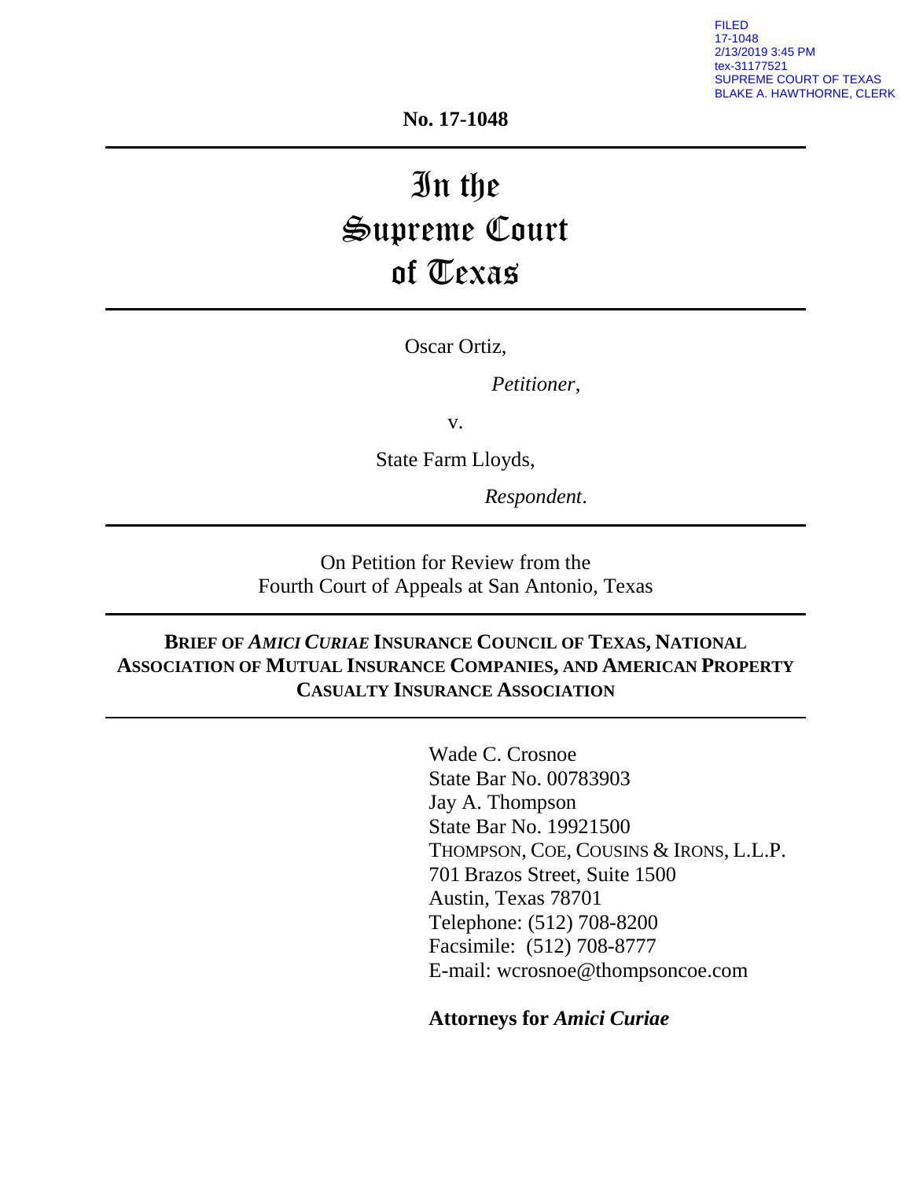FILED
17-1048
2/13/2019 3:45 PM
tex-31177521
SUPREME COURT OF TEXAS
BLAKE A. HAWTHORNE, CLERK

**No. 17-1048**

---

# In the Supreme Court of Texas

---

Oscar Ortiz,

*Petitioner*,

v.

State Farm Lloyds,

*Respondent*.

---

On Petition for Review from the
Fourth Court of Appeals at San Antonio, Texas

---

**BRIEF OF *AMICI CURIAE* INSURANCE COUNCIL OF TEXAS, NATIONAL ASSOCIATION OF MUTUAL INSURANCE COMPANIES, AND AMERICAN PROPERTY CASUALTY INSURANCE ASSOCIATION**

---

Wade C. Crosnoe
State Bar No. 00783903
Jay A. Thompson
State Bar No. 19921500
THOMPSON, COE, COUSINS & IRONS, L.L.P.
701 Brazos Street, Suite 1500
Austin, Texas 78701
Telephone: (512) 708-8200
Facsimile: (512) 708-8777
E-mail: wcrosnoe@thompsoncoe.com

**Attorneys for *Amici Curiae***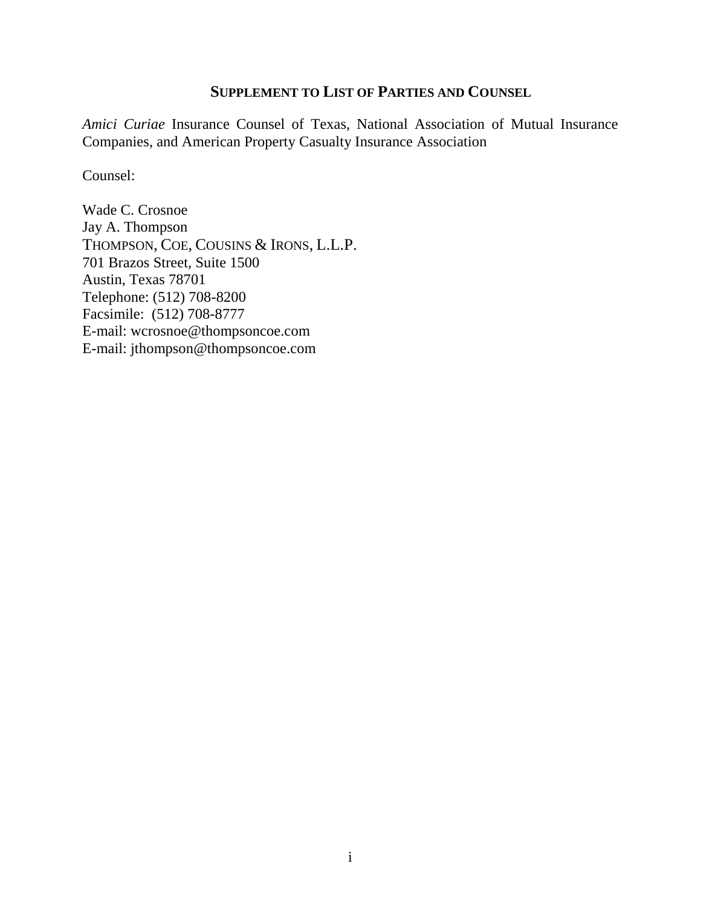## SUPPLEMENT TO LIST OF PARTIES AND COUNSEL

*Amici Curiae* Insurance Counsel of Texas, National Association of Mutual Insurance Companies, and American Property Casualty Insurance Association

Counsel:

Wade C. Crosnoe  
Jay A. Thompson  
THOMPSON, COE, COUSINS & IRONS, L.L.P.  
701 Brazos Street, Suite 1500  
Austin, Texas 78701  
Telephone: (512) 708-8200  
Facsimile: (512) 708-8777  
E-mail: wcrosnoe@thompsoncoe.com  
E-mail: jthompson@thompsoncoe.com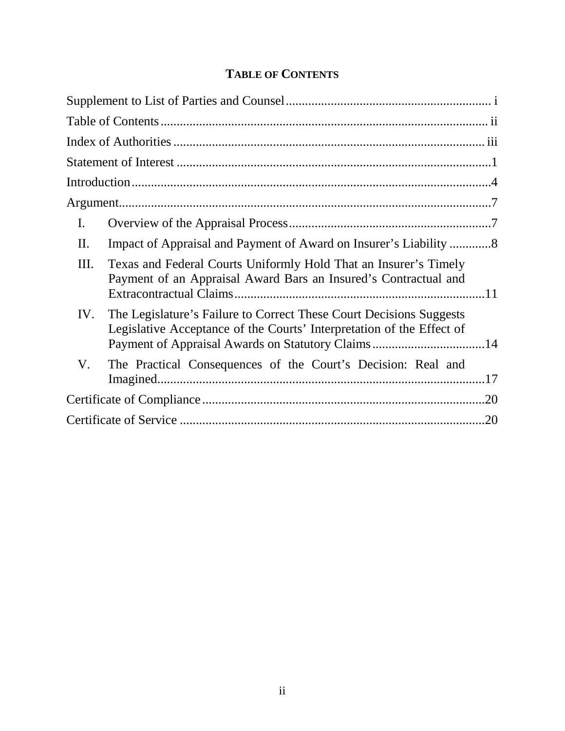# TABLE OF CONTENTS

Supplement to List of Parties and Counsel ..... i

Table of Contents ..... ii

Index of Authorities ..... iii

Statement of Interest ..... 1

Introduction ..... 4

Argument ..... 7

- I. Overview of the Appraisal Process ..... 7
- II. Impact of Appraisal and Payment of Award on Insurer's Liability ..... 8
- III. Texas and Federal Courts Uniformly Hold That an Insurer's Timely Payment of an Appraisal Award Bars an Insured's Contractual and Extracontractual Claims ..... 11
- IV. The Legislature's Failure to Correct These Court Decisions Suggests Legislative Acceptance of the Courts' Interpretation of the Effect of Payment of Appraisal Awards on Statutory Claims ..... 14
- V. The Practical Consequences of the Court's Decision: Real and Imagined ..... 17

Certificate of Compliance ..... 20

Certificate of Service ..... 20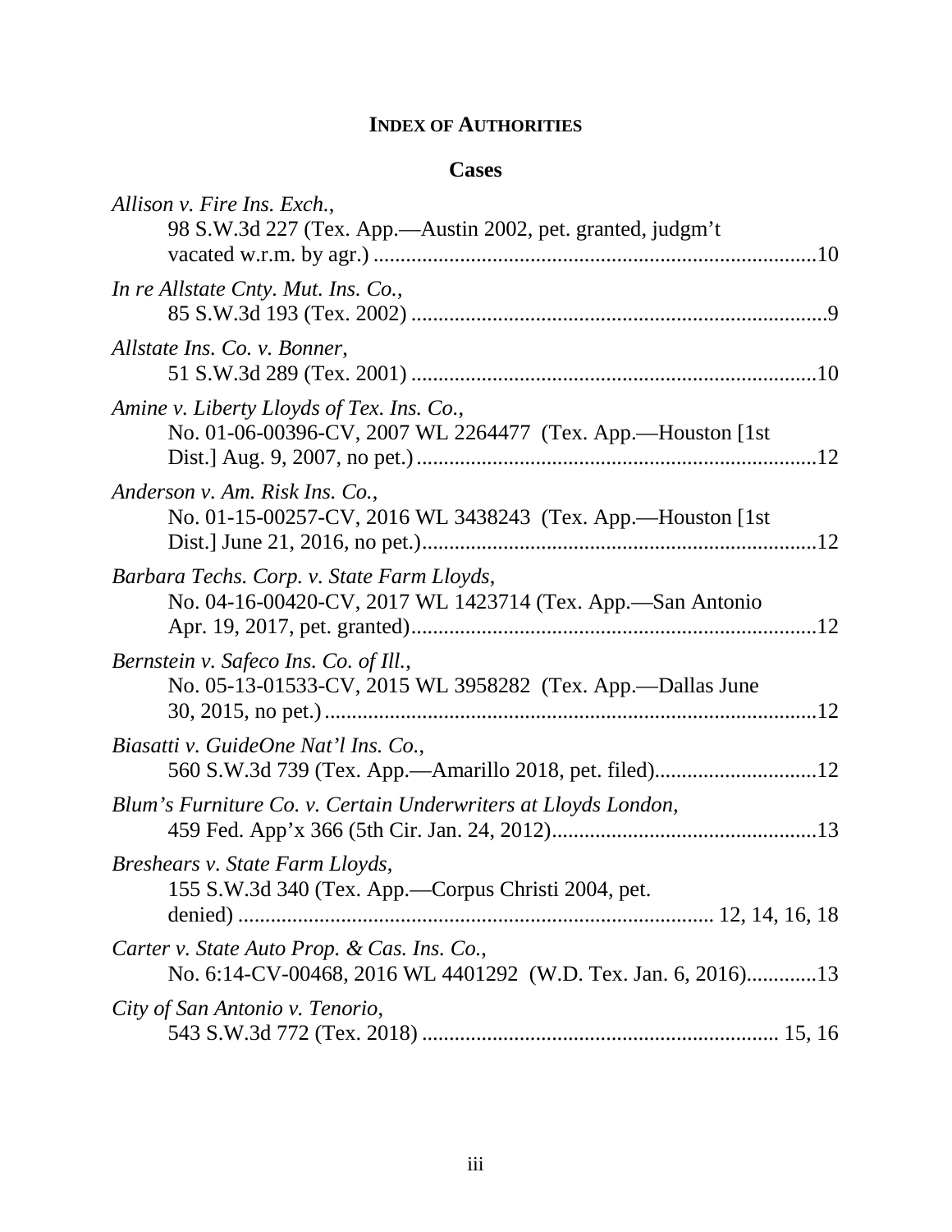## INDEX OF AUTHORITIES

### Cases

*Allison v. Fire Ins. Exch.*,
98 S.W.3d 227 (Tex. App.—Austin 2002, pet. granted, judgm't vacated w.r.m. by agr.) ........................................................................10

*In re Allstate Cnty. Mut. Ins. Co.*,
85 S.W.3d 193 (Tex. 2002) ..........................................................................9

*Allstate Ins. Co. v. Bonner*,
51 S.W.3d 289 (Tex. 2001) ........................................................................10

*Amine v. Liberty Lloyds of Tex. Ins. Co.*,
No. 01-06-00396-CV, 2007 WL 2264477 (Tex. App.—Houston [1st Dist.] Aug. 9, 2007, no pet.) ......................................................................12

*Anderson v. Am. Risk Ins. Co.*,
No. 01-15-00257-CV, 2016 WL 3438243 (Tex. App.—Houston [1st Dist.] June 21, 2016, no pet.).....................................................................12

*Barbara Techs. Corp. v. State Farm Lloyds*,
No. 04-16-00420-CV, 2017 WL 1423714 (Tex. App.—San Antonio Apr. 19, 2017, pet. granted).......................................................................12

*Bernstein v. Safeco Ins. Co. of Ill.*,
No. 05-13-01533-CV, 2015 WL 3958282 (Tex. App.—Dallas June 30, 2015, no pet.) ......................................................................................12

*Biasatti v. GuideOne Nat'l Ins. Co.*,
560 S.W.3d 739 (Tex. App.—Amarillo 2018, pet. filed).............................12

*Blum's Furniture Co. v. Certain Underwriters at Lloyds London*,
459 Fed. App'x 366 (5th Cir. Jan. 24, 2012)................................................13

*Breshears v. State Farm Lloyds*,
155 S.W.3d 340 (Tex. App.—Corpus Christi 2004, pet. denied) ....................................................................................... 12, 14, 16, 18

*Carter v. State Auto Prop. & Cas. Ins. Co.*,
No. 6:14-CV-00468, 2016 WL 4401292 (W.D. Tex. Jan. 6, 2016).............13

*City of San Antonio v. Tenorio*,
543 S.W.3d 772 (Tex. 2018) ................................................................. 15, 16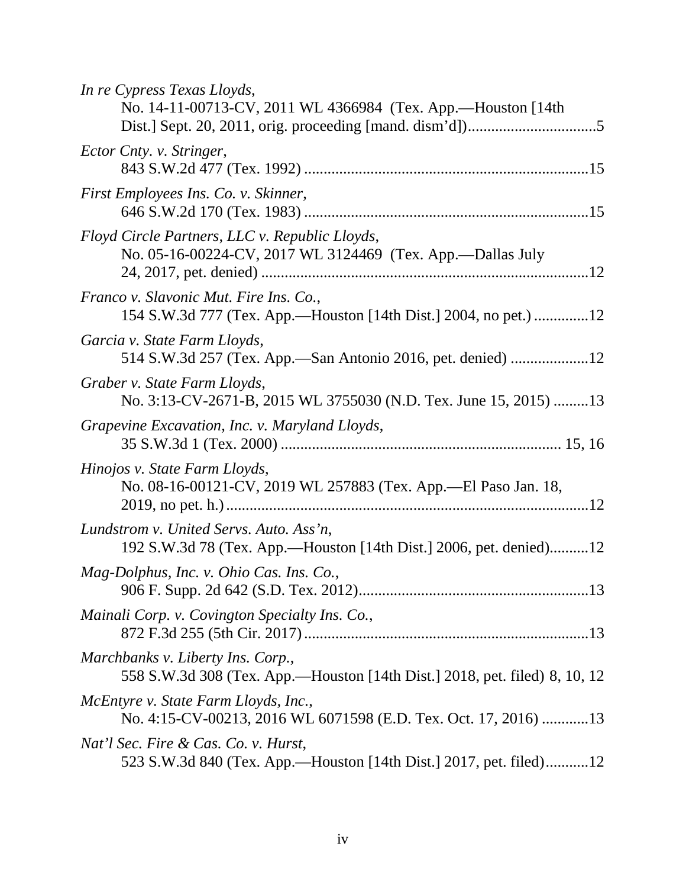*In re Cypress Texas Lloyds*,
No. 14-11-00713-CV, 2011 WL 4366984 (Tex. App.—Houston [14th Dist.] Sept. 20, 2011, orig. proceeding [mand. dism'd]).................................5

*Ector Cnty. v. Stringer*,
843 S.W.2d 477 (Tex. 1992) ........................................................................15

*First Employees Ins. Co. v. Skinner*,
646 S.W.2d 170 (Tex. 1983) ........................................................................15

*Floyd Circle Partners, LLC v. Republic Lloyds*,
No. 05-16-00224-CV, 2017 WL 3124469 (Tex. App.—Dallas July 24, 2017, pet. denied) ...................................................................................12

*Franco v. Slavonic Mut. Fire Ins. Co.*,
154 S.W.3d 777 (Tex. App.—Houston [14th Dist.] 2004, no pet.) .............12

*Garcia v. State Farm Lloyds*,
514 S.W.3d 257 (Tex. App.—San Antonio 2016, pet. denied) ...................12

*Graber v. State Farm Lloyds*,
No. 3:13-CV-2671-B, 2015 WL 3755030 (N.D. Tex. June 15, 2015) .........13

*Grapevine Excavation, Inc. v. Maryland Lloyds*,
35 S.W.3d 1 (Tex. 2000) ...................................................................... 15, 16

*Hinojos v. State Farm Lloyds*,
No. 08-16-00121-CV, 2019 WL 257883 (Tex. App.—El Paso Jan. 18, 2019, no pet. h.)...........................................................................................12

*Lundstrom v. United Servs. Auto. Ass'n*,
192 S.W.3d 78 (Tex. App.—Houston [14th Dist.] 2006, pet. denied)..........12

*Mag-Dolphus, Inc. v. Ohio Cas. Ins. Co.*,
906 F. Supp. 2d 642 (S.D. Tex. 2012)..........................................................13

*Mainali Corp. v. Covington Specialty Ins. Co.*,
872 F.3d 255 (5th Cir. 2017) ........................................................................13

*Marchbanks v. Liberty Ins. Corp.*,
558 S.W.3d 308 (Tex. App.—Houston [14th Dist.] 2018, pet. filed) 8, 10, 12

*McEntyre v. State Farm Lloyds, Inc.*,
No. 4:15-CV-00213, 2016 WL 6071598 (E.D. Tex. Oct. 17, 2016) ............13

*Nat'l Sec. Fire & Cas. Co. v. Hurst*,
523 S.W.3d 840 (Tex. App.—Houston [14th Dist.] 2017, pet. filed)...........12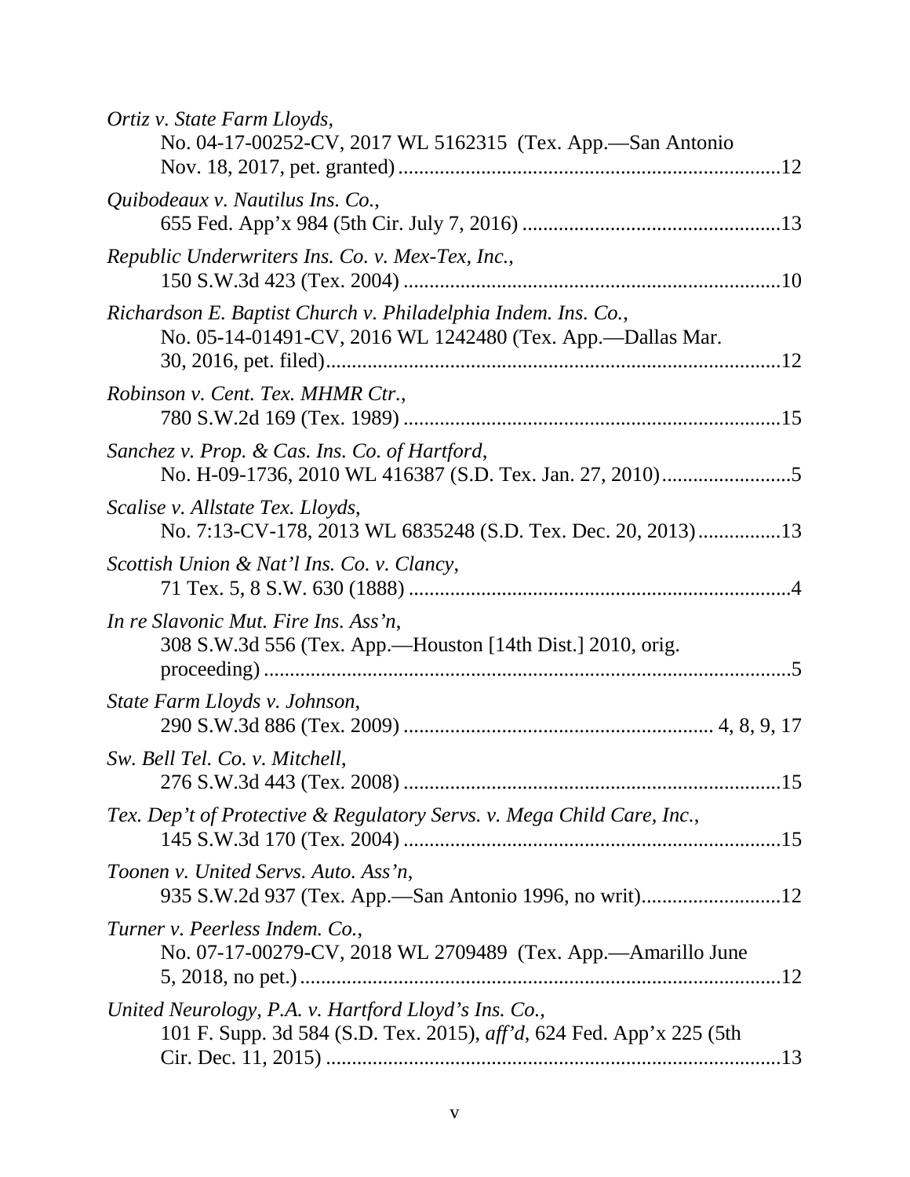*Ortiz v. State Farm Lloyds*,
No. 04-17-00252-CV, 2017 WL 5162315 (Tex. App.—San Antonio Nov. 18, 2017, pet. granted)........................................................................12

*Quibodeaux v. Nautilus Ins. Co.*,
655 Fed. App'x 984 (5th Cir. July 7, 2016) .................................................13

*Republic Underwriters Ins. Co. v. Mex-Tex, Inc.*,
150 S.W.3d 423 (Tex. 2004) ........................................................................10

*Richardson E. Baptist Church v. Philadelphia Indem. Ins. Co.*,
No. 05-14-01491-CV, 2016 WL 1242480 (Tex. App.—Dallas Mar. 30, 2016, pet. filed).......................................................................................12

*Robinson v. Cent. Tex. MHMR Ctr.*,
780 S.W.2d 169 (Tex. 1989) ........................................................................15

*Sanchez v. Prop. & Cas. Ins. Co. of Hartford*,
No. H-09-1736, 2010 WL 416387 (S.D. Tex. Jan. 27, 2010).........................5

*Scalise v. Allstate Tex. Lloyds*,
No. 7:13-CV-178, 2013 WL 6835248 (S.D. Tex. Dec. 20, 2013)................13

*Scottish Union & Nat'l Ins. Co. v. Clancy*,
71 Tex. 5, 8 S.W. 630 (1888) .........................................................................4

*In re Slavonic Mut. Fire Ins. Ass'n*,
308 S.W.3d 556 (Tex. App.—Houston [14th Dist.] 2010, orig. proceeding) ....................................................................................................5

*State Farm Lloyds v. Johnson*,
290 S.W.3d 886 (Tex. 2009) .......................................................... 4, 8, 9, 17

*Sw. Bell Tel. Co. v. Mitchell*,
276 S.W.3d 443 (Tex. 2008) ........................................................................15

*Tex. Dep't of Protective & Regulatory Servs. v. Mega Child Care, Inc.*,
145 S.W.3d 170 (Tex. 2004) ........................................................................15

*Toonen v. United Servs. Auto. Ass'n*,
935 S.W.2d 937 (Tex. App.—San Antonio 1996, no writ)...........................12

*Turner v. Peerless Indem. Co.*,
No. 07-17-00279-CV, 2018 WL 2709489 (Tex. App.—Amarillo June 5, 2018, no pet.)...........................................................................................12

*United Neurology, P.A. v. Hartford Lloyd's Ins. Co.*,
101 F. Supp. 3d 584 (S.D. Tex. 2015), *aff'd*, 624 Fed. App'x 225 (5th Cir. Dec. 11, 2015) .......................................................................................13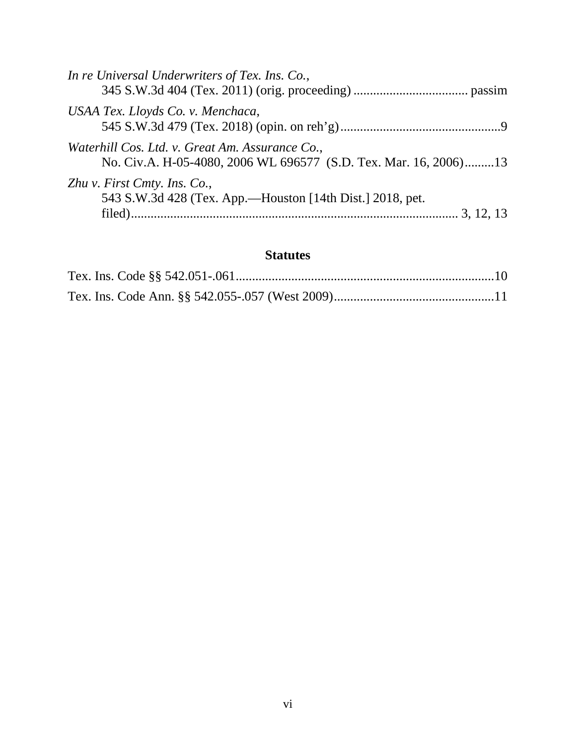*In re Universal Underwriters of Tex. Ins. Co.*,
345 S.W.3d 404 (Tex. 2011) (orig. proceeding) .................................. passim

*USAA Tex. Lloyds Co. v. Menchaca*,
545 S.W.3d 479 (Tex. 2018) (opin. on reh'g)................................................9

*Waterhill Cos. Ltd. v. Great Am. Assurance Co.*,
No. Civ.A. H-05-4080, 2006 WL 696577 (S.D. Tex. Mar. 16, 2006).........13

*Zhu v. First Cmty. Ins. Co.*,
543 S.W.3d 428 (Tex. App.—Houston [14th Dist.] 2018, pet. filed)................................................................................................ 3, 12, 13

**Statutes**

Tex. Ins. Code §§ 542.051-.061...............................................................................10

Tex. Ins. Code Ann. §§ 542.055-.057 (West 2009).................................................11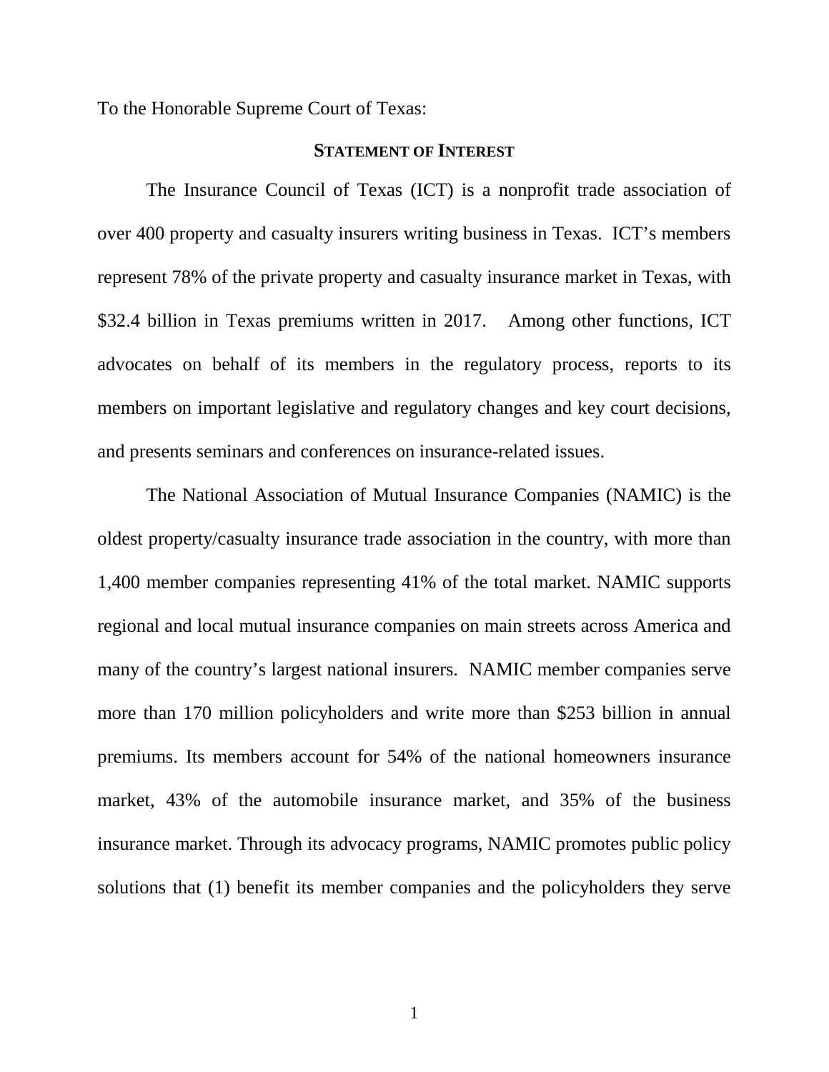To the Honorable Supreme Court of Texas:

## STATEMENT OF INTEREST

The Insurance Council of Texas (ICT) is a nonprofit trade association of over 400 property and casualty insurers writing business in Texas. ICT's members represent 78% of the private property and casualty insurance market in Texas, with $32.4 billion in Texas premiums written in 2017. Among other functions, ICT advocates on behalf of its members in the regulatory process, reports to its members on important legislative and regulatory changes and key court decisions, and presents seminars and conferences on insurance-related issues.

The National Association of Mutual Insurance Companies (NAMIC) is the oldest property/casualty insurance trade association in the country, with more than 1,400 member companies representing 41% of the total market. NAMIC supports regional and local mutual insurance companies on main streets across America and many of the country's largest national insurers. NAMIC member companies serve more than 170 million policyholders and write more than $253 billion in annual premiums. Its members account for 54% of the national homeowners insurance market, 43% of the automobile insurance market, and 35% of the business insurance market. Through its advocacy programs, NAMIC promotes public policy solutions that (1) benefit its member companies and the policyholders they serve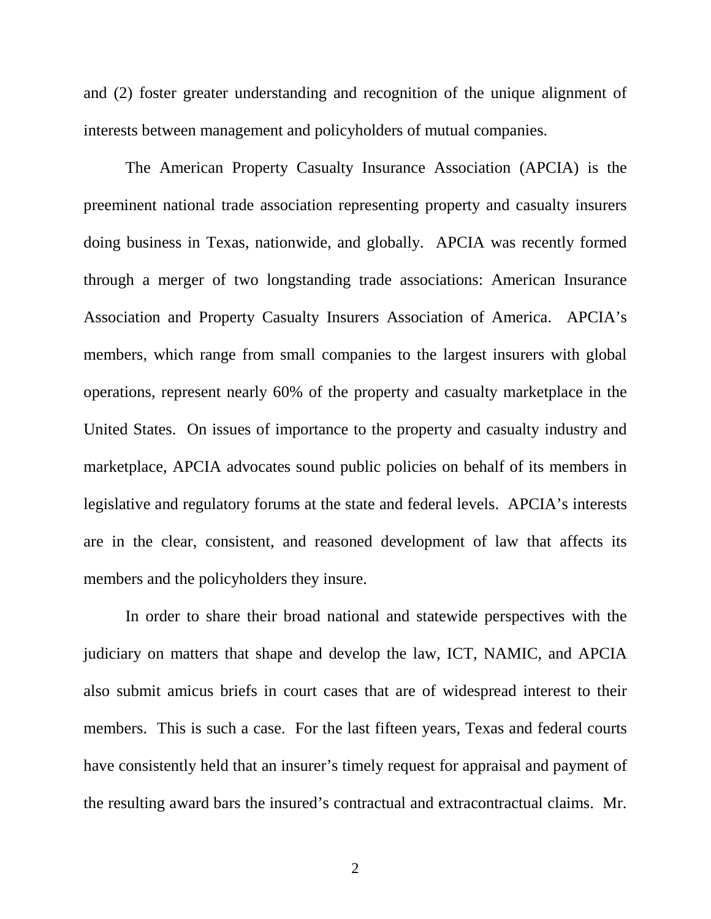and (2) foster greater understanding and recognition of the unique alignment of interests between management and policyholders of mutual companies.

The American Property Casualty Insurance Association (APCIA) is the preeminent national trade association representing property and casualty insurers doing business in Texas, nationwide, and globally. APCIA was recently formed through a merger of two longstanding trade associations: American Insurance Association and Property Casualty Insurers Association of America. APCIA's members, which range from small companies to the largest insurers with global operations, represent nearly 60% of the property and casualty marketplace in the United States. On issues of importance to the property and casualty industry and marketplace, APCIA advocates sound public policies on behalf of its members in legislative and regulatory forums at the state and federal levels. APCIA's interests are in the clear, consistent, and reasoned development of law that affects its members and the policyholders they insure.

In order to share their broad national and statewide perspectives with the judiciary on matters that shape and develop the law, ICT, NAMIC, and APCIA also submit amicus briefs in court cases that are of widespread interest to their members. This is such a case. For the last fifteen years, Texas and federal courts have consistently held that an insurer's timely request for appraisal and payment of the resulting award bars the insured's contractual and extracontractual claims. Mr.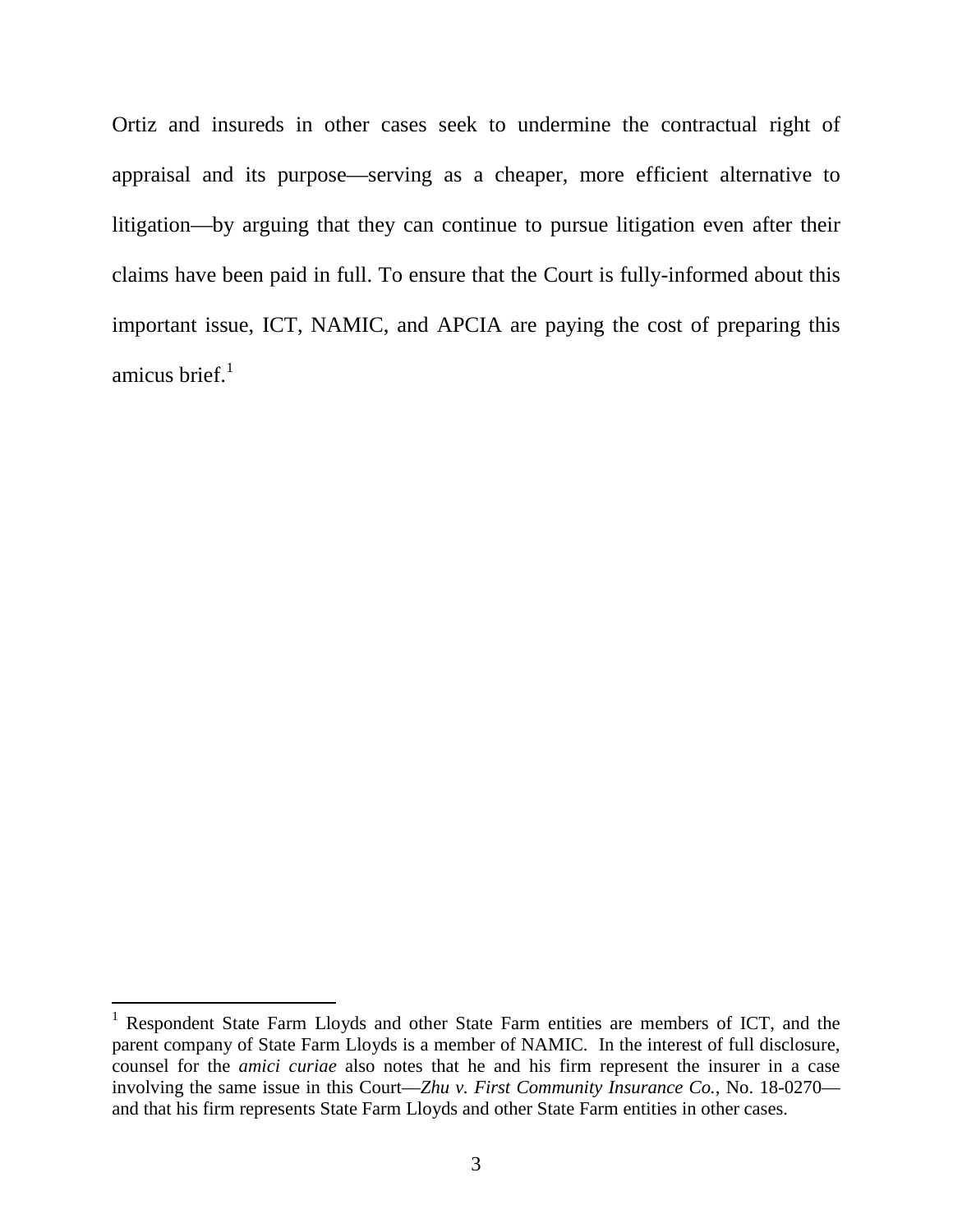Ortiz and insureds in other cases seek to undermine the contractual right of appraisal and its purpose—serving as a cheaper, more efficient alternative to litigation—by arguing that they can continue to pursue litigation even after their claims have been paid in full. To ensure that the Court is fully-informed about this important issue, ICT, NAMIC, and APCIA are paying the cost of preparing this amicus brief.[1]

---

[1] Respondent State Farm Lloyds and other State Farm entities are members of ICT, and the parent company of State Farm Lloyds is a member of NAMIC. In the interest of full disclosure, counsel for the *amici curiae* also notes that he and his firm represent the insurer in a case involving the same issue in this Court—*Zhu v. First Community Insurance Co.*, No. 18-0270—and that his firm represents State Farm Lloyds and other State Farm entities in other cases.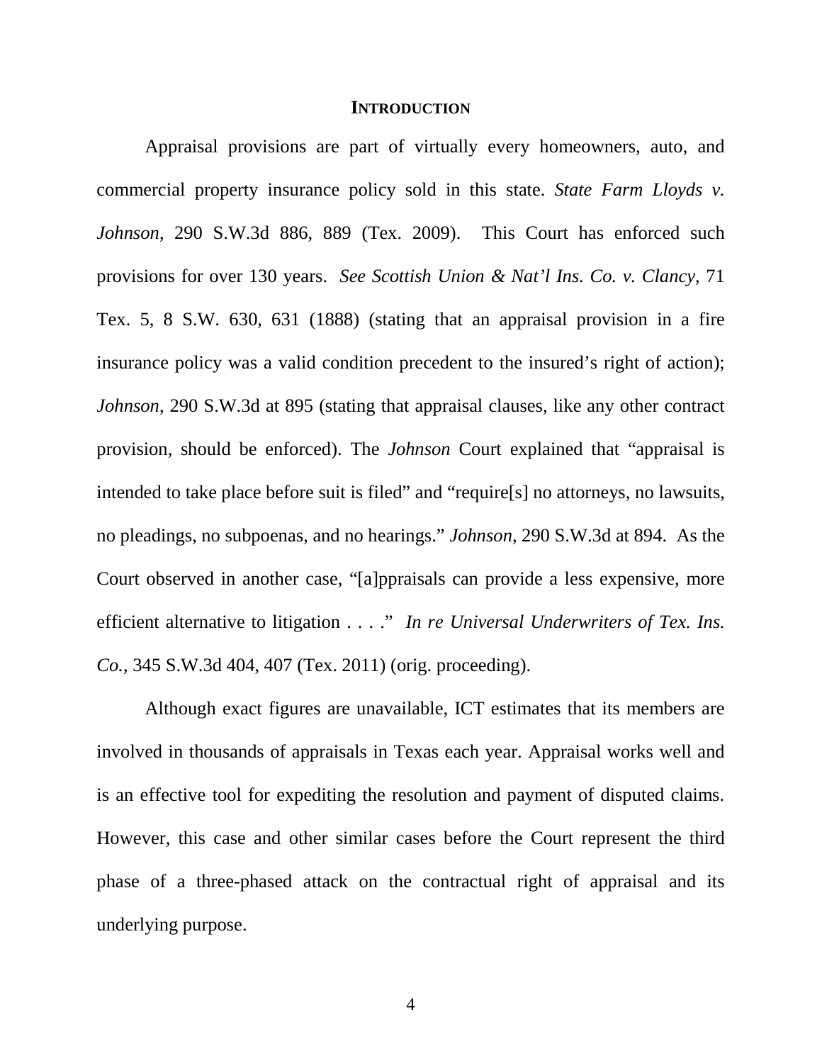## INTRODUCTION

Appraisal provisions are part of virtually every homeowners, auto, and commercial property insurance policy sold in this state. *State Farm Lloyds v. Johnson*, 290 S.W.3d 886, 889 (Tex. 2009). This Court has enforced such provisions for over 130 years. *See Scottish Union & Nat'l Ins. Co. v. Clancy*, 71 Tex. 5, 8 S.W. 630, 631 (1888) (stating that an appraisal provision in a fire insurance policy was a valid condition precedent to the insured's right of action); *Johnson*, 290 S.W.3d at 895 (stating that appraisal clauses, like any other contract provision, should be enforced). The *Johnson* Court explained that "appraisal is intended to take place before suit is filed" and "require[s] no attorneys, no lawsuits, no pleadings, no subpoenas, and no hearings." *Johnson*, 290 S.W.3d at 894. As the Court observed in another case, "[a]ppraisals can provide a less expensive, more efficient alternative to litigation . . . ." *In re Universal Underwriters of Tex. Ins. Co.*, 345 S.W.3d 404, 407 (Tex. 2011) (orig. proceeding).

Although exact figures are unavailable, ICT estimates that its members are involved in thousands of appraisals in Texas each year. Appraisal works well and is an effective tool for expediting the resolution and payment of disputed claims. However, this case and other similar cases before the Court represent the third phase of a three-phased attack on the contractual right of appraisal and its underlying purpose.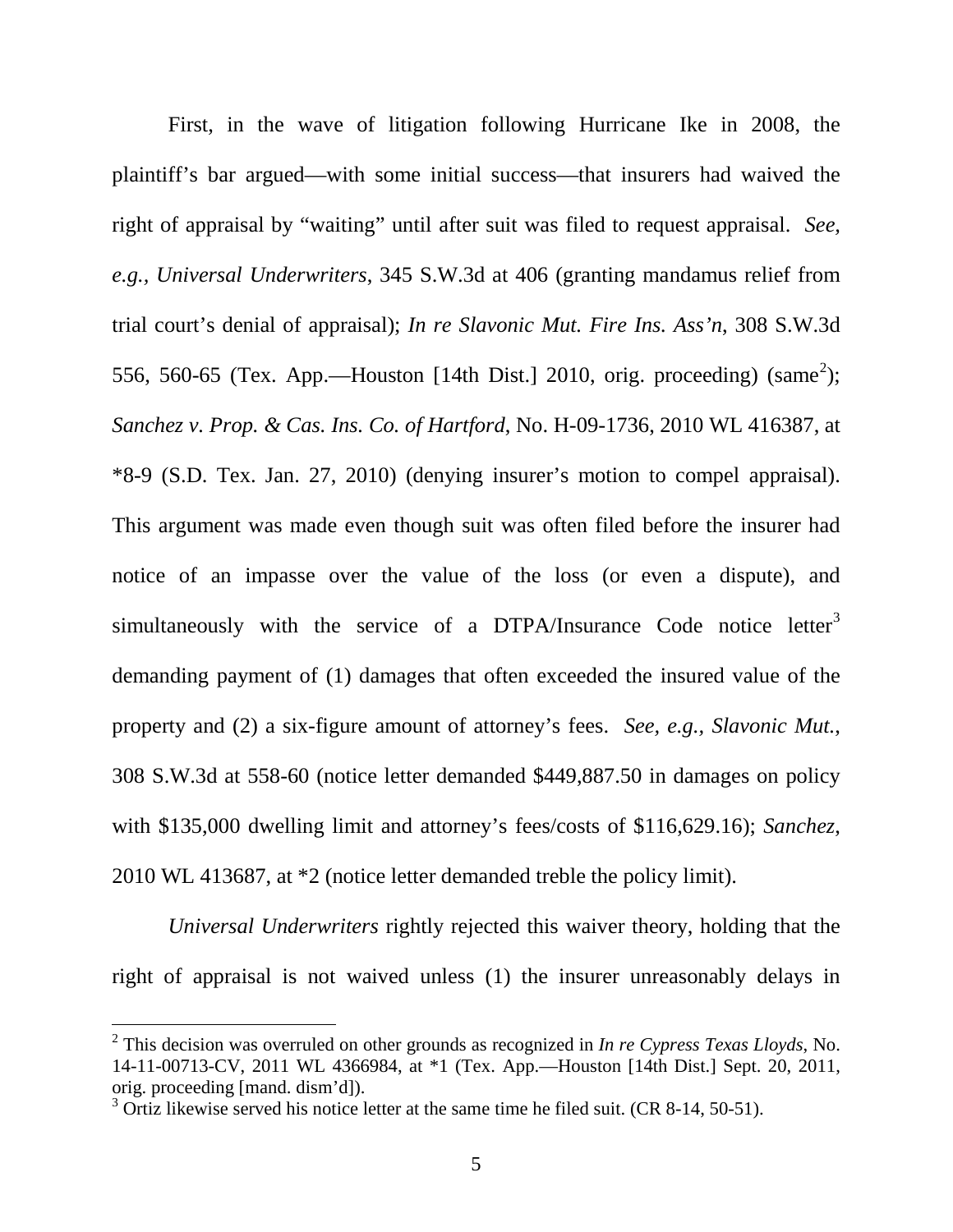First, in the wave of litigation following Hurricane Ike in 2008, the plaintiff's bar argued—with some initial success—that insurers had waived the right of appraisal by "waiting" until after suit was filed to request appraisal. *See, e.g.*, *Universal Underwriters*, 345 S.W.3d at 406 (granting mandamus relief from trial court's denial of appraisal); *In re Slavonic Mut. Fire Ins. Ass'n*, 308 S.W.3d 556, 560-65 (Tex. App.—Houston [14th Dist.] 2010, orig. proceeding) (same[2]); *Sanchez v. Prop. & Cas. Ins. Co. of Hartford*, No. H-09-1736, 2010 WL 416387, at *8-9 (S.D. Tex. Jan. 27, 2010) (denying insurer's motion to compel appraisal). This argument was made even though suit was often filed before the insurer had notice of an impasse over the value of the loss (or even a dispute), and simultaneously with the service of a DTPA/Insurance Code notice letter[3] demanding payment of (1) damages that often exceeded the insured value of the property and (2) a six-figure amount of attorney's fees. *See, e.g.*, *Slavonic Mut.*, 308 S.W.3d at 558-60 (notice letter demanded $449,887.50 in damages on policy with $135,000 dwelling limit and attorney's fees/costs of $116,629.16); *Sanchez*, 2010 WL 413687, at *2 (notice letter demanded treble the policy limit).

*Universal Underwriters* rightly rejected this waiver theory, holding that the right of appraisal is not waived unless (1) the insurer unreasonably delays in

[2] This decision was overruled on other grounds as recognized in *In re Cypress Texas Lloyds*, No. 14-11-00713-CV, 2011 WL 4366984, at *1 (Tex. App.—Houston [14th Dist.] Sept. 20, 2011, orig. proceeding [mand. dism'd]).

[3] Ortiz likewise served his notice letter at the same time he filed suit. (CR 8-14, 50-51).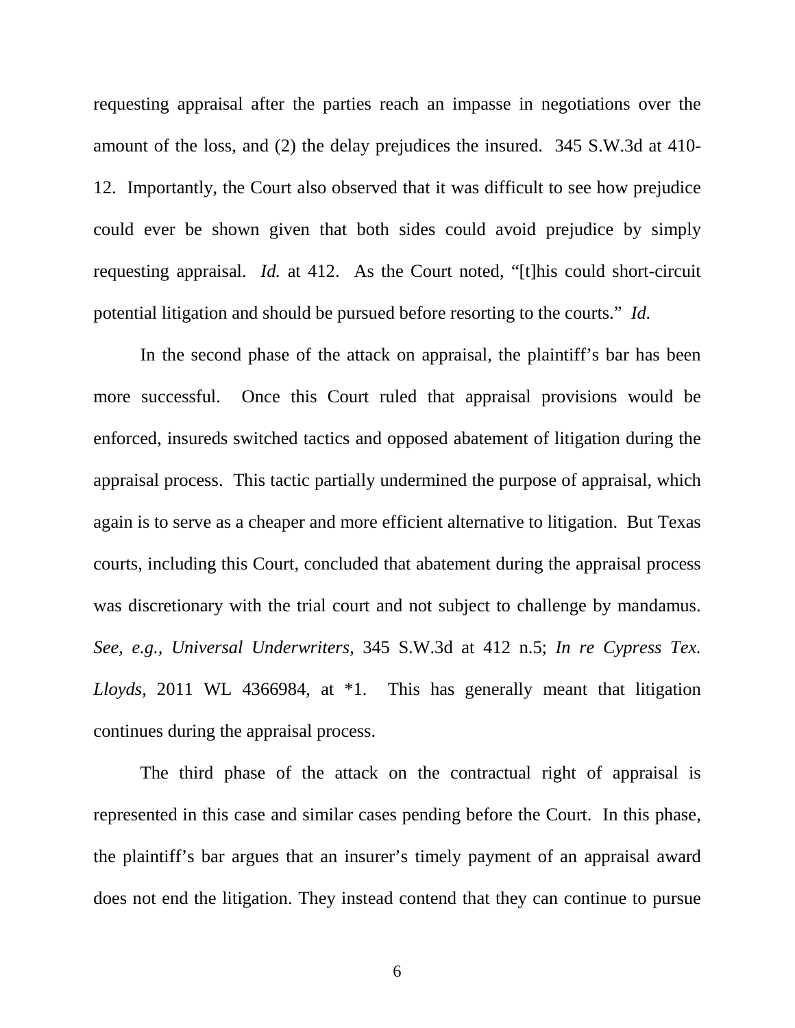requesting appraisal after the parties reach an impasse in negotiations over the amount of the loss, and (2) the delay prejudices the insured. 345 S.W.3d at 410-12. Importantly, the Court also observed that it was difficult to see how prejudice could ever be shown given that both sides could avoid prejudice by simply requesting appraisal. *Id.* at 412. As the Court noted, "[t]his could short-circuit potential litigation and should be pursued before resorting to the courts." *Id.*

In the second phase of the attack on appraisal, the plaintiff's bar has been more successful. Once this Court ruled that appraisal provisions would be enforced, insureds switched tactics and opposed abatement of litigation during the appraisal process. This tactic partially undermined the purpose of appraisal, which again is to serve as a cheaper and more efficient alternative to litigation. But Texas courts, including this Court, concluded that abatement during the appraisal process was discretionary with the trial court and not subject to challenge by mandamus. *See, e.g., Universal Underwriters*, 345 S.W.3d at 412 n.5; *In re Cypress Tex. Lloyds*, 2011 WL 4366984, at *1. This has generally meant that litigation continues during the appraisal process.

The third phase of the attack on the contractual right of appraisal is represented in this case and similar cases pending before the Court. In this phase, the plaintiff's bar argues that an insurer's timely payment of an appraisal award does not end the litigation. They instead contend that they can continue to pursue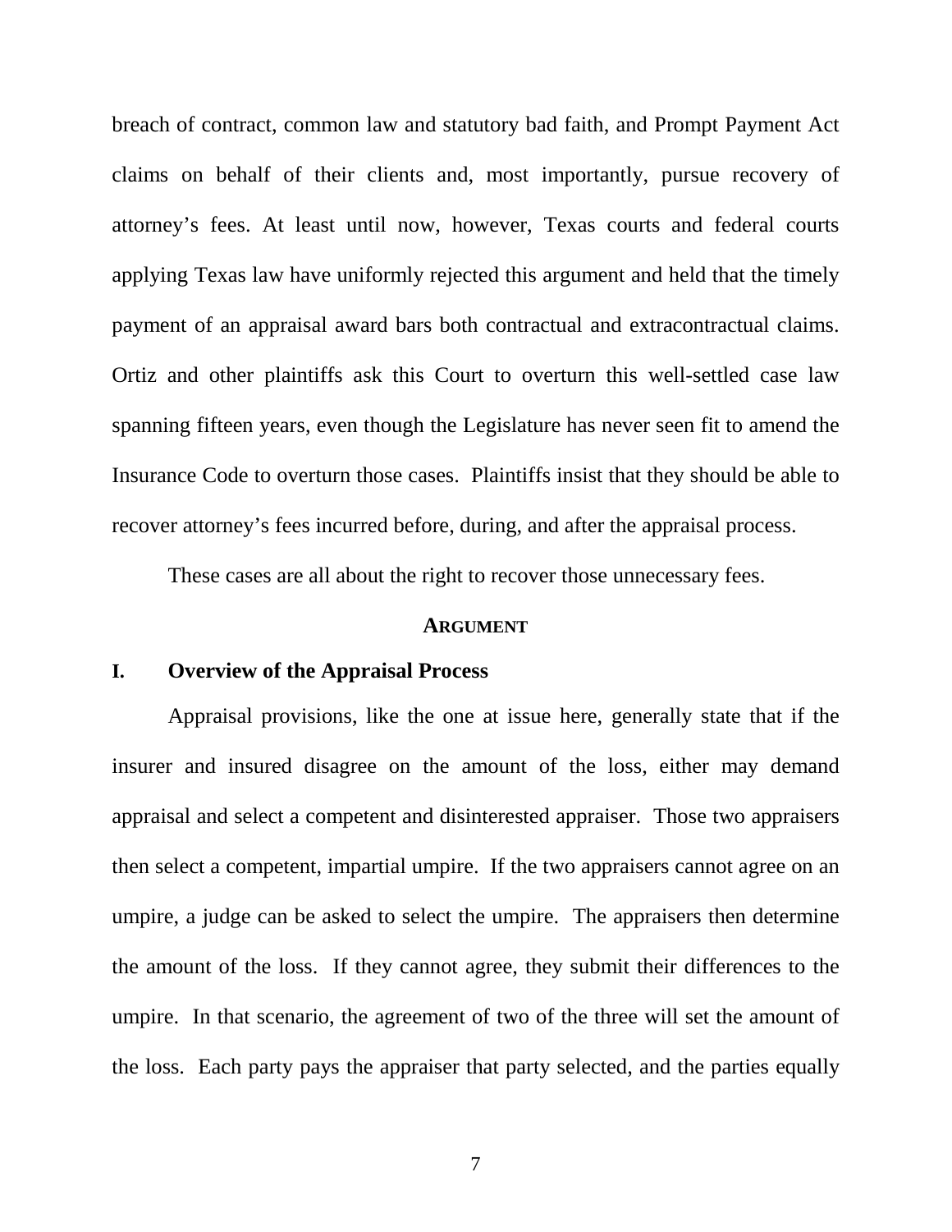breach of contract, common law and statutory bad faith, and Prompt Payment Act claims on behalf of their clients and, most importantly, pursue recovery of attorney's fees. At least until now, however, Texas courts and federal courts applying Texas law have uniformly rejected this argument and held that the timely payment of an appraisal award bars both contractual and extracontractual claims. Ortiz and other plaintiffs ask this Court to overturn this well-settled case law spanning fifteen years, even though the Legislature has never seen fit to amend the Insurance Code to overturn those cases. Plaintiffs insist that they should be able to recover attorney's fees incurred before, during, and after the appraisal process.

These cases are all about the right to recover those unnecessary fees.

## ARGUMENT

### I. Overview of the Appraisal Process

Appraisal provisions, like the one at issue here, generally state that if the insurer and insured disagree on the amount of the loss, either may demand appraisal and select a competent and disinterested appraiser. Those two appraisers then select a competent, impartial umpire. If the two appraisers cannot agree on an umpire, a judge can be asked to select the umpire. The appraisers then determine the amount of the loss. If they cannot agree, they submit their differences to the umpire. In that scenario, the agreement of two of the three will set the amount of the loss. Each party pays the appraiser that party selected, and the parties equally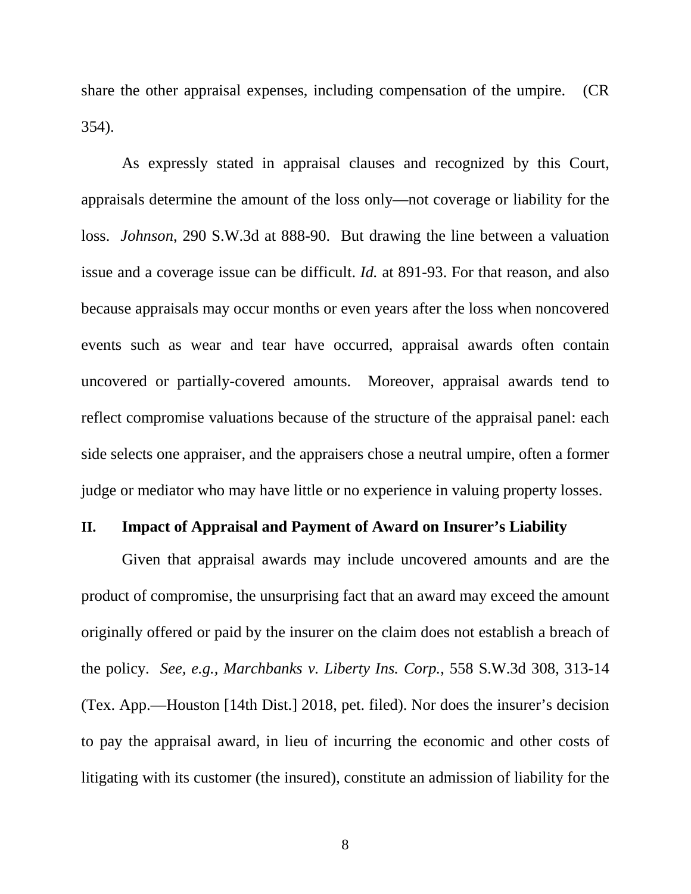share the other appraisal expenses, including compensation of the umpire. (CR 354).

As expressly stated in appraisal clauses and recognized by this Court, appraisals determine the amount of the loss only—not coverage or liability for the loss. *Johnson*, 290 S.W.3d at 888-90. But drawing the line between a valuation issue and a coverage issue can be difficult. *Id.* at 891-93. For that reason, and also because appraisals may occur months or even years after the loss when noncovered events such as wear and tear have occurred, appraisal awards often contain uncovered or partially-covered amounts. Moreover, appraisal awards tend to reflect compromise valuations because of the structure of the appraisal panel: each side selects one appraiser, and the appraisers chose a neutral umpire, often a former judge or mediator who may have little or no experience in valuing property losses.

## II. Impact of Appraisal and Payment of Award on Insurer's Liability

Given that appraisal awards may include uncovered amounts and are the product of compromise, the unsurprising fact that an award may exceed the amount originally offered or paid by the insurer on the claim does not establish a breach of the policy. *See, e.g., Marchbanks v. Liberty Ins. Corp.*, 558 S.W.3d 308, 313-14 (Tex. App.—Houston [14th Dist.] 2018, pet. filed). Nor does the insurer's decision to pay the appraisal award, in lieu of incurring the economic and other costs of litigating with its customer (the insured), constitute an admission of liability for the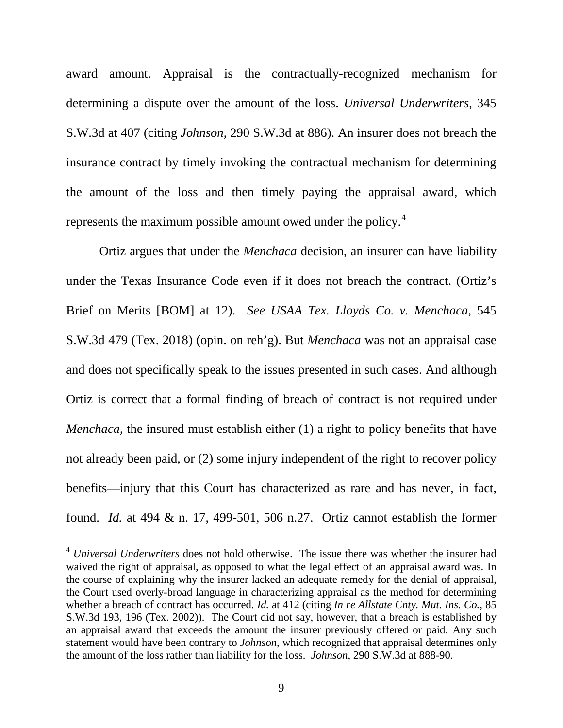award amount. Appraisal is the contractually-recognized mechanism for determining a dispute over the amount of the loss. *Universal Underwriters*, 345 S.W.3d at 407 (citing *Johnson*, 290 S.W.3d at 886). An insurer does not breach the insurance contract by timely invoking the contractual mechanism for determining the amount of the loss and then timely paying the appraisal award, which represents the maximum possible amount owed under the policy.[4]

Ortiz argues that under the *Menchaca* decision, an insurer can have liability under the Texas Insurance Code even if it does not breach the contract. (Ortiz's Brief on Merits [BOM] at 12). *See USAA Tex. Lloyds Co. v. Menchaca*, 545 S.W.3d 479 (Tex. 2018) (opin. on reh'g). But *Menchaca* was not an appraisal case and does not specifically speak to the issues presented in such cases. And although Ortiz is correct that a formal finding of breach of contract is not required under *Menchaca*, the insured must establish either (1) a right to policy benefits that have not already been paid, or (2) some injury independent of the right to recover policy benefits—injury that this Court has characterized as rare and has never, in fact, found. *Id.* at 494 & n. 17, 499-501, 506 n.27. Ortiz cannot establish the former

[4] *Universal Underwriters* does not hold otherwise. The issue there was whether the insurer had waived the right of appraisal, as opposed to what the legal effect of an appraisal award was. In the course of explaining why the insurer lacked an adequate remedy for the denial of appraisal, the Court used overly-broad language in characterizing appraisal as the method for determining whether a breach of contract has occurred. *Id.* at 412 (citing *In re Allstate Cnty. Mut. Ins. Co.*, 85 S.W.3d 193, 196 (Tex. 2002)). The Court did not say, however, that a breach is established by an appraisal award that exceeds the amount the insurer previously offered or paid. Any such statement would have been contrary to *Johnson*, which recognized that appraisal determines only the amount of the loss rather than liability for the loss. *Johnson*, 290 S.W.3d at 888-90.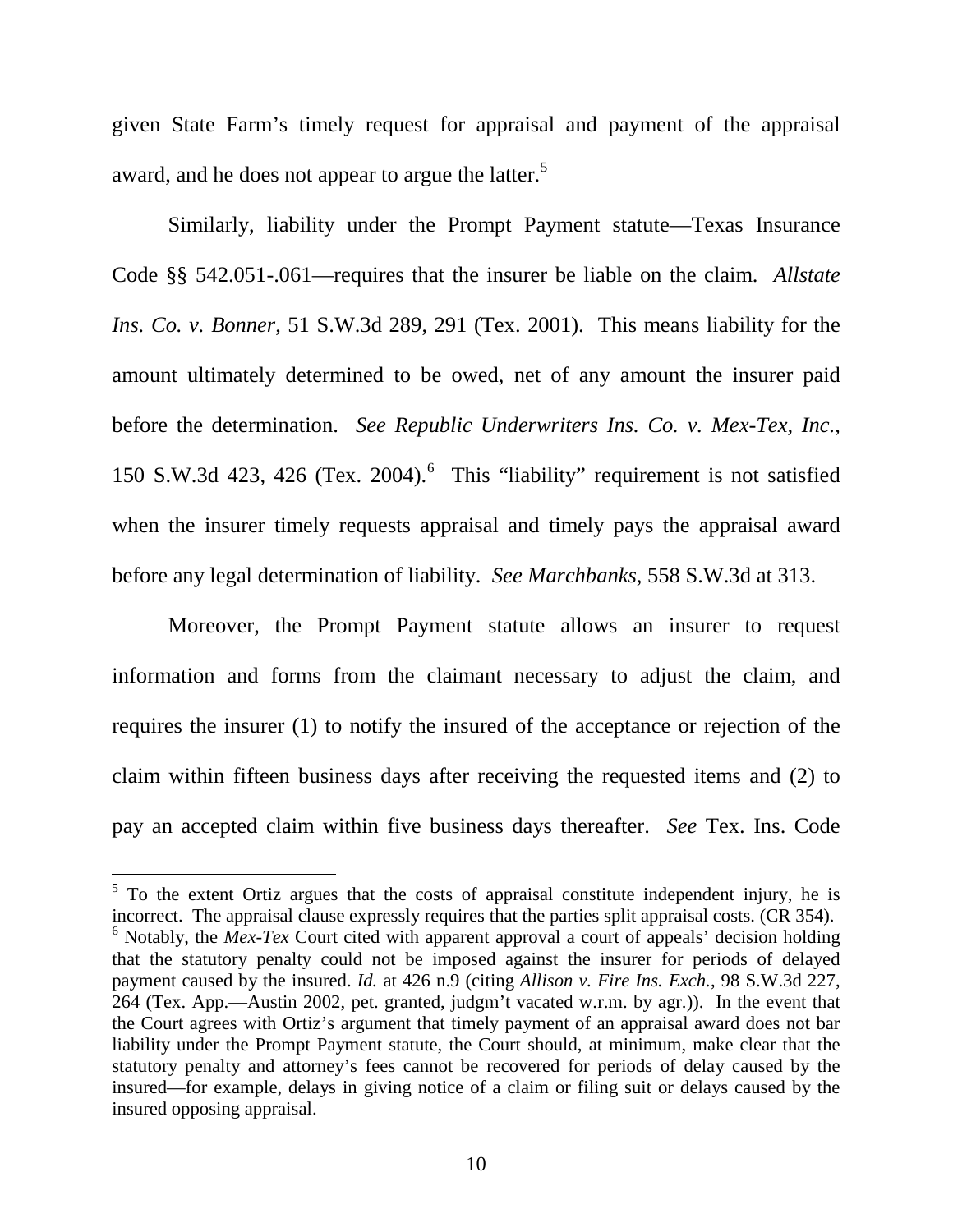given State Farm's timely request for appraisal and payment of the appraisal award, and he does not appear to argue the latter.[5]

Similarly, liability under the Prompt Payment statute—Texas Insurance Code §§ 542.051-.061—requires that the insurer be liable on the claim. *Allstate Ins. Co. v. Bonner*, 51 S.W.3d 289, 291 (Tex. 2001). This means liability for the amount ultimately determined to be owed, net of any amount the insurer paid before the determination. *See Republic Underwriters Ins. Co. v. Mex-Tex, Inc.*, 150 S.W.3d 423, 426 (Tex. 2004).[6] This "liability" requirement is not satisfied when the insurer timely requests appraisal and timely pays the appraisal award before any legal determination of liability. *See Marchbanks*, 558 S.W.3d at 313.

Moreover, the Prompt Payment statute allows an insurer to request information and forms from the claimant necessary to adjust the claim, and requires the insurer (1) to notify the insured of the acceptance or rejection of the claim within fifteen business days after receiving the requested items and (2) to pay an accepted claim within five business days thereafter. *See* Tex. Ins. Code

---

[5] To the extent Ortiz argues that the costs of appraisal constitute independent injury, he is incorrect. The appraisal clause expressly requires that the parties split appraisal costs. (CR 354).

[6] Notably, the *Mex-Tex* Court cited with apparent approval a court of appeals' decision holding that the statutory penalty could not be imposed against the insurer for periods of delayed payment caused by the insured. *Id.* at 426 n.9 (citing *Allison v. Fire Ins. Exch.*, 98 S.W.3d 227, 264 (Tex. App.—Austin 2002, pet. granted, judgm't vacated w.r.m. by agr.)). In the event that the Court agrees with Ortiz's argument that timely payment of an appraisal award does not bar liability under the Prompt Payment statute, the Court should, at minimum, make clear that the statutory penalty and attorney's fees cannot be recovered for periods of delay caused by the insured—for example, delays in giving notice of a claim or filing suit or delays caused by the insured opposing appraisal.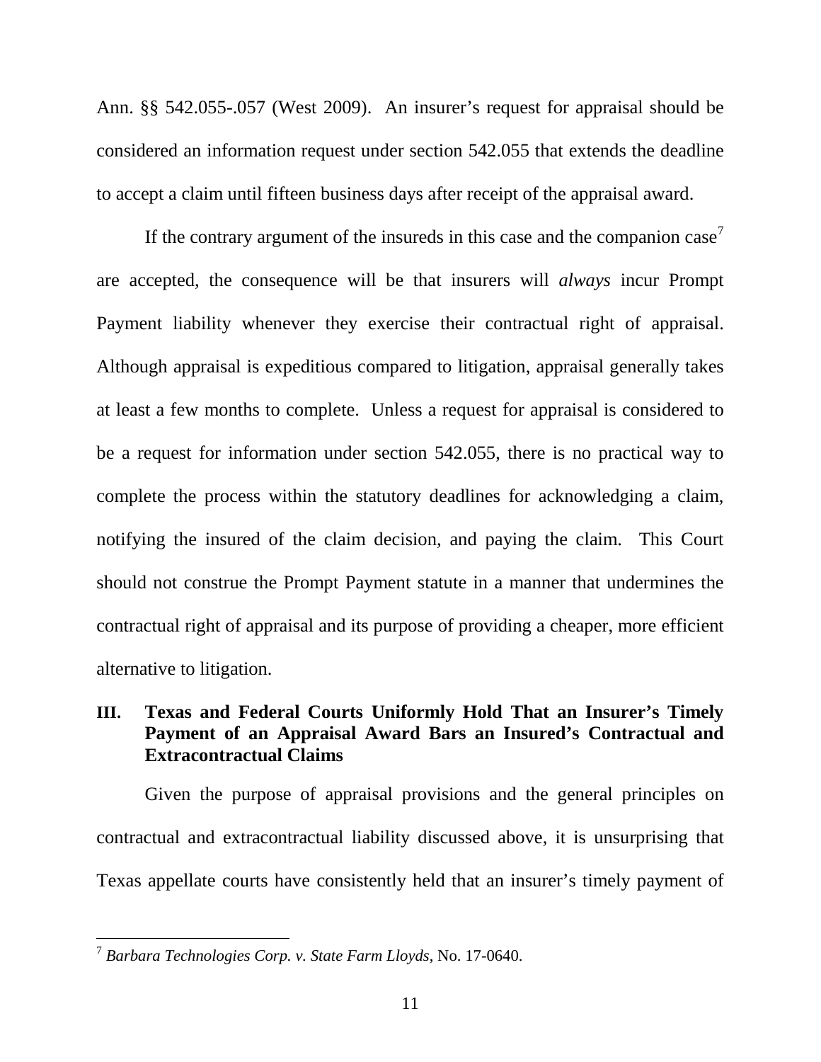Ann. §§ 542.055-.057 (West 2009). An insurer's request for appraisal should be considered an information request under section 542.055 that extends the deadline to accept a claim until fifteen business days after receipt of the appraisal award.

If the contrary argument of the insureds in this case and the companion case[7] are accepted, the consequence will be that insurers will *always* incur Prompt Payment liability whenever they exercise their contractual right of appraisal. Although appraisal is expeditious compared to litigation, appraisal generally takes at least a few months to complete. Unless a request for appraisal is considered to be a request for information under section 542.055, there is no practical way to complete the process within the statutory deadlines for acknowledging a claim, notifying the insured of the claim decision, and paying the claim. This Court should not construe the Prompt Payment statute in a manner that undermines the contractual right of appraisal and its purpose of providing a cheaper, more efficient alternative to litigation.

## III. Texas and Federal Courts Uniformly Hold That an Insurer's Timely Payment of an Appraisal Award Bars an Insured's Contractual and Extracontractual Claims

Given the purpose of appraisal provisions and the general principles on contractual and extracontractual liability discussed above, it is unsurprising that Texas appellate courts have consistently held that an insurer's timely payment of

---

[7] *Barbara Technologies Corp. v. State Farm Lloyds*, No. 17-0640.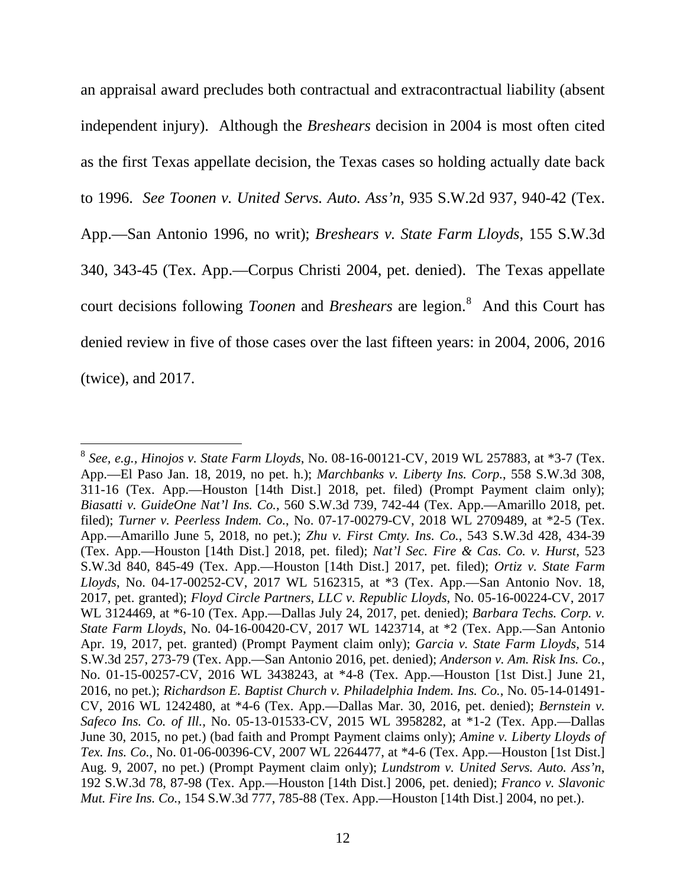an appraisal award precludes both contractual and extracontractual liability (absent independent injury). Although the *Breshears* decision in 2004 is most often cited as the first Texas appellate decision, the Texas cases so holding actually date back to 1996. *See Toonen v. United Servs. Auto. Ass'n*, 935 S.W.2d 937, 940-42 (Tex. App.—San Antonio 1996, no writ); *Breshears v. State Farm Lloyds*, 155 S.W.3d 340, 343-45 (Tex. App.—Corpus Christi 2004, pet. denied). The Texas appellate court decisions following *Toonen* and *Breshears* are legion.[8] And this Court has denied review in five of those cases over the last fifteen years: in 2004, 2006, 2016 (twice), and 2017.

---

[8] *See, e.g.*, *Hinojos v. State Farm Lloyds*, No. 08-16-00121-CV, 2019 WL 257883, at *3-7 (Tex. App.—El Paso Jan. 18, 2019, no pet. h.); *Marchbanks v. Liberty Ins. Corp.*, 558 S.W.3d 308, 311-16 (Tex. App.—Houston [14th Dist.] 2018, pet. filed) (Prompt Payment claim only); *Biasatti v. GuideOne Nat'l Ins. Co.*, 560 S.W.3d 739, 742-44 (Tex. App.—Amarillo 2018, pet. filed); *Turner v. Peerless Indem. Co.*, No. 07-17-00279-CV, 2018 WL 2709489, at *2-5 (Tex. App.—Amarillo June 5, 2018, no pet.); *Zhu v. First Cmty. Ins. Co.*, 543 S.W.3d 428, 434-39 (Tex. App.—Houston [14th Dist.] 2018, pet. filed); *Nat'l Sec. Fire & Cas. Co. v. Hurst*, 523 S.W.3d 840, 845-49 (Tex. App.—Houston [14th Dist.] 2017, pet. filed); *Ortiz v. State Farm Lloyds*, No. 04-17-00252-CV, 2017 WL 5162315, at *3 (Tex. App.—San Antonio Nov. 18, 2017, pet. granted); *Floyd Circle Partners, LLC v. Republic Lloyds*, No. 05-16-00224-CV, 2017 WL 3124469, at *6-10 (Tex. App.—Dallas July 24, 2017, pet. denied); *Barbara Techs. Corp. v. State Farm Lloyds*, No. 04-16-00420-CV, 2017 WL 1423714, at *2 (Tex. App.—San Antonio Apr. 19, 2017, pet. granted) (Prompt Payment claim only); *Garcia v. State Farm Lloyds*, 514 S.W.3d 257, 273-79 (Tex. App.—San Antonio 2016, pet. denied); *Anderson v. Am. Risk Ins. Co.*, No. 01-15-00257-CV, 2016 WL 3438243, at *4-8 (Tex. App.—Houston [1st Dist.] June 21, 2016, no pet.); *Richardson E. Baptist Church v. Philadelphia Indem. Ins. Co.*, No. 05-14-01491-CV, 2016 WL 1242480, at *4-6 (Tex. App.—Dallas Mar. 30, 2016, pet. denied); *Bernstein v. Safeco Ins. Co. of Ill.*, No. 05-13-01533-CV, 2015 WL 3958282, at *1-2 (Tex. App.—Dallas June 30, 2015, no pet.) (bad faith and Prompt Payment claims only); *Amine v. Liberty Lloyds of Tex. Ins. Co.*, No. 01-06-00396-CV, 2007 WL 2264477, at *4-6 (Tex. App.—Houston [1st Dist.] Aug. 9, 2007, no pet.) (Prompt Payment claim only); *Lundstrom v. United Servs. Auto. Ass'n*, 192 S.W.3d 78, 87-98 (Tex. App.—Houston [14th Dist.] 2006, pet. denied); *Franco v. Slavonic Mut. Fire Ins. Co.*, 154 S.W.3d 777, 785-88 (Tex. App.—Houston [14th Dist.] 2004, no pet.).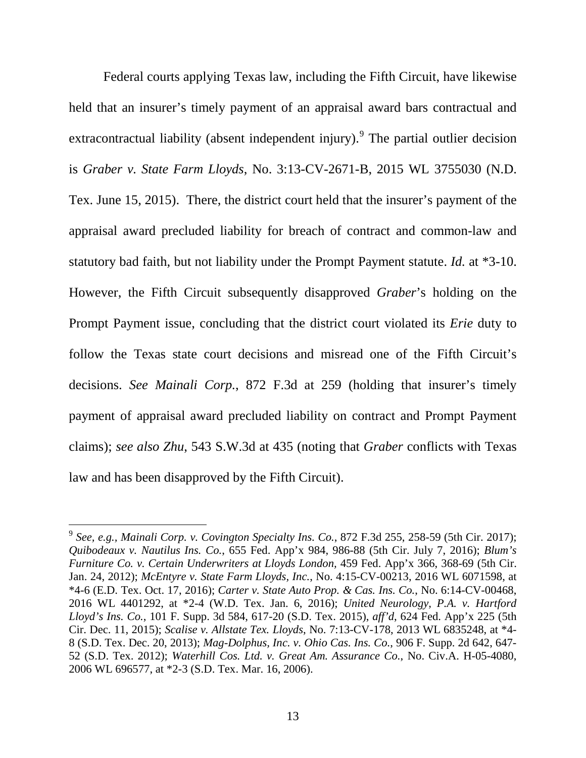Federal courts applying Texas law, including the Fifth Circuit, have likewise held that an insurer's timely payment of an appraisal award bars contractual and extracontractual liability (absent independent injury).[9] The partial outlier decision is *Graber v. State Farm Lloyds*, No. 3:13-CV-2671-B, 2015 WL 3755030 (N.D. Tex. June 15, 2015). There, the district court held that the insurer's payment of the appraisal award precluded liability for breach of contract and common-law and statutory bad faith, but not liability under the Prompt Payment statute. *Id.* at *3-10. However, the Fifth Circuit subsequently disapproved *Graber*'s holding on the Prompt Payment issue, concluding that the district court violated its *Erie* duty to follow the Texas state court decisions and misread one of the Fifth Circuit's decisions. *See Mainali Corp.*, 872 F.3d at 259 (holding that insurer's timely payment of appraisal award precluded liability on contract and Prompt Payment claims); *see also Zhu*, 543 S.W.3d at 435 (noting that *Graber* conflicts with Texas law and has been disapproved by the Fifth Circuit).

---

[9] *See, e.g.*, *Mainali Corp. v. Covington Specialty Ins. Co.*, 872 F.3d 255, 258-59 (5th Cir. 2017); *Quibodeaux v. Nautilus Ins. Co.*, 655 Fed. App'x 984, 986-88 (5th Cir. July 7, 2016); *Blum's Furniture Co. v. Certain Underwriters at Lloyds London*, 459 Fed. App'x 366, 368-69 (5th Cir. Jan. 24, 2012); *McEntyre v. State Farm Lloyds, Inc.*, No. 4:15-CV-00213, 2016 WL 6071598, at *4-6 (E.D. Tex. Oct. 17, 2016); *Carter v. State Auto Prop. & Cas. Ins. Co.*, No. 6:14-CV-00468, 2016 WL 4401292, at *2-4 (W.D. Tex. Jan. 6, 2016); *United Neurology, P.A. v. Hartford Lloyd's Ins. Co.*, 101 F. Supp. 3d 584, 617-20 (S.D. Tex. 2015), *aff'd*, 624 Fed. App'x 225 (5th Cir. Dec. 11, 2015); *Scalise v. Allstate Tex. Lloyds*, No. 7:13-CV-178, 2013 WL 6835248, at *4-8 (S.D. Tex. Dec. 20, 2013); *Mag-Dolphus, Inc. v. Ohio Cas. Ins. Co.*, 906 F. Supp. 2d 642, 647-52 (S.D. Tex. 2012); *Waterhill Cos. Ltd. v. Great Am. Assurance Co.*, No. Civ.A. H-05-4080, 2006 WL 696577, at *2-3 (S.D. Tex. Mar. 16, 2006).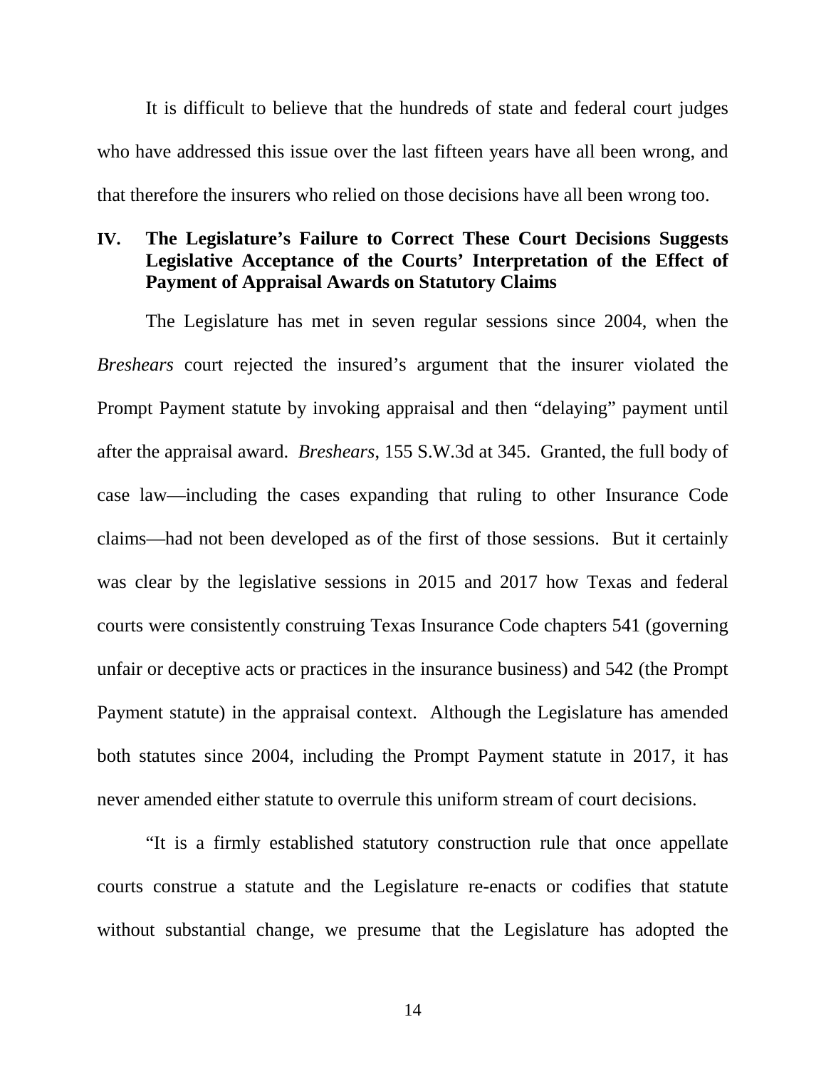It is difficult to believe that the hundreds of state and federal court judges who have addressed this issue over the last fifteen years have all been wrong, and that therefore the insurers who relied on those decisions have all been wrong too.

## IV. The Legislature's Failure to Correct These Court Decisions Suggests Legislative Acceptance of the Courts' Interpretation of the Effect of Payment of Appraisal Awards on Statutory Claims

The Legislature has met in seven regular sessions since 2004, when the *Breshears* court rejected the insured's argument that the insurer violated the Prompt Payment statute by invoking appraisal and then "delaying" payment until after the appraisal award. *Breshears*, 155 S.W.3d at 345. Granted, the full body of case law—including the cases expanding that ruling to other Insurance Code claims—had not been developed as of the first of those sessions. But it certainly was clear by the legislative sessions in 2015 and 2017 how Texas and federal courts were consistently construing Texas Insurance Code chapters 541 (governing unfair or deceptive acts or practices in the insurance business) and 542 (the Prompt Payment statute) in the appraisal context. Although the Legislature has amended both statutes since 2004, including the Prompt Payment statute in 2017, it has never amended either statute to overrule this uniform stream of court decisions.

"It is a firmly established statutory construction rule that once appellate courts construe a statute and the Legislature re-enacts or codifies that statute without substantial change, we presume that the Legislature has adopted the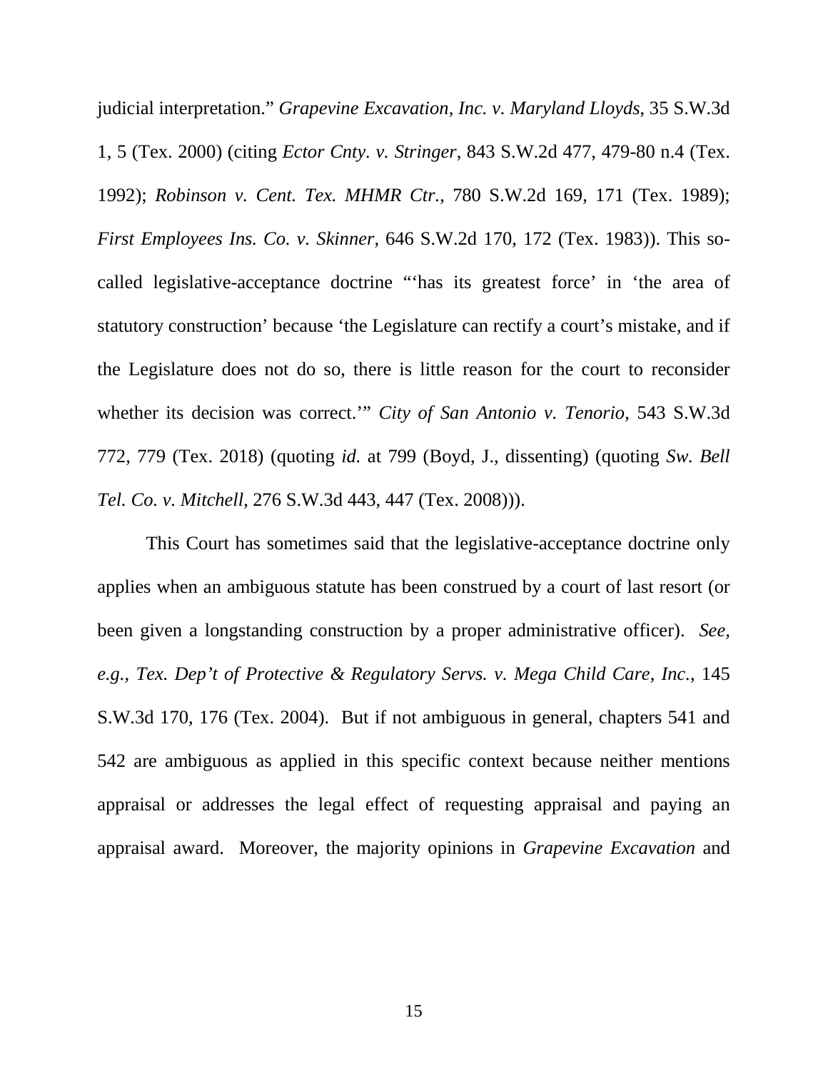judicial interpretation." *Grapevine Excavation, Inc. v. Maryland Lloyds*, 35 S.W.3d 1, 5 (Tex. 2000) (citing *Ector Cnty. v. Stringer*, 843 S.W.2d 477, 479-80 n.4 (Tex. 1992); *Robinson v. Cent. Tex. MHMR Ctr.*, 780 S.W.2d 169, 171 (Tex. 1989); *First Employees Ins. Co. v. Skinner*, 646 S.W.2d 170, 172 (Tex. 1983)). This so-called legislative-acceptance doctrine "'has its greatest force' in 'the area of statutory construction' because 'the Legislature can rectify a court's mistake, and if the Legislature does not do so, there is little reason for the court to reconsider whether its decision was correct.'" *City of San Antonio v. Tenorio*, 543 S.W.3d 772, 779 (Tex. 2018) (quoting *id.* at 799 (Boyd, J., dissenting) (quoting *Sw. Bell Tel. Co. v. Mitchell*, 276 S.W.3d 443, 447 (Tex. 2008))).

This Court has sometimes said that the legislative-acceptance doctrine only applies when an ambiguous statute has been construed by a court of last resort (or been given a longstanding construction by a proper administrative officer). *See, e.g., Tex. Dep't of Protective & Regulatory Servs. v. Mega Child Care, Inc.*, 145 S.W.3d 170, 176 (Tex. 2004). But if not ambiguous in general, chapters 541 and 542 are ambiguous as applied in this specific context because neither mentions appraisal or addresses the legal effect of requesting appraisal and paying an appraisal award. Moreover, the majority opinions in *Grapevine Excavation* and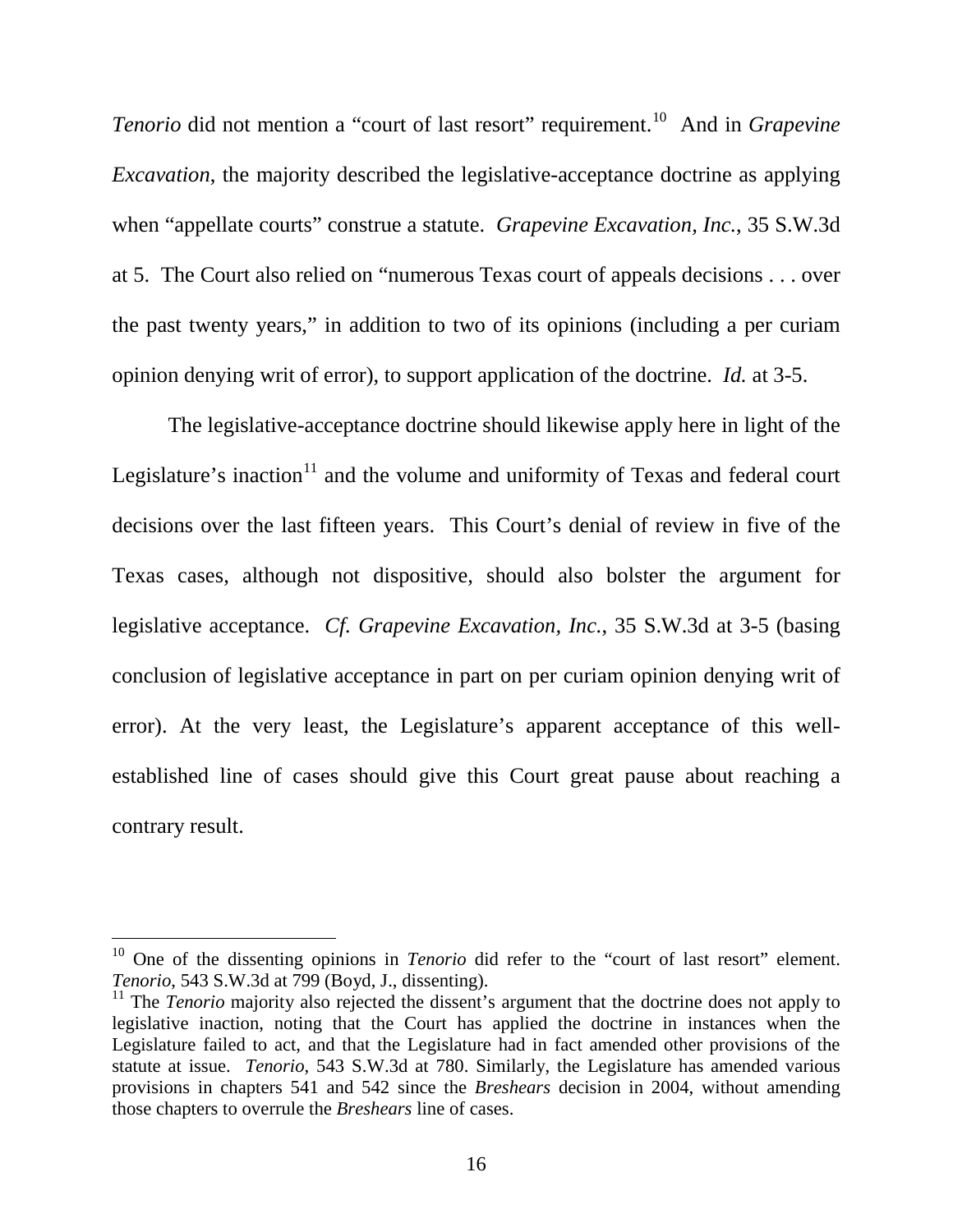*Tenorio* did not mention a "court of last resort" requirement.[10] And in *Grapevine Excavation*, the majority described the legislative-acceptance doctrine as applying when "appellate courts" construe a statute. *Grapevine Excavation, Inc.*, 35 S.W.3d at 5. The Court also relied on "numerous Texas court of appeals decisions . . . over the past twenty years," in addition to two of its opinions (including a per curiam opinion denying writ of error), to support application of the doctrine. *Id.* at 3-5.

The legislative-acceptance doctrine should likewise apply here in light of the Legislature's inaction[11] and the volume and uniformity of Texas and federal court decisions over the last fifteen years. This Court's denial of review in five of the Texas cases, although not dispositive, should also bolster the argument for legislative acceptance. *Cf. Grapevine Excavation, Inc.*, 35 S.W.3d at 3-5 (basing conclusion of legislative acceptance in part on per curiam opinion denying writ of error). At the very least, the Legislature's apparent acceptance of this well-established line of cases should give this Court great pause about reaching a contrary result.

---

[10] One of the dissenting opinions in *Tenorio* did refer to the "court of last resort" element. *Tenorio*, 543 S.W.3d at 799 (Boyd, J., dissenting).

[11] The *Tenorio* majority also rejected the dissent's argument that the doctrine does not apply to legislative inaction, noting that the Court has applied the doctrine in instances when the Legislature failed to act, and that the Legislature had in fact amended other provisions of the statute at issue. *Tenorio*, 543 S.W.3d at 780. Similarly, the Legislature has amended various provisions in chapters 541 and 542 since the *Breshears* decision in 2004, without amending those chapters to overrule the *Breshears* line of cases.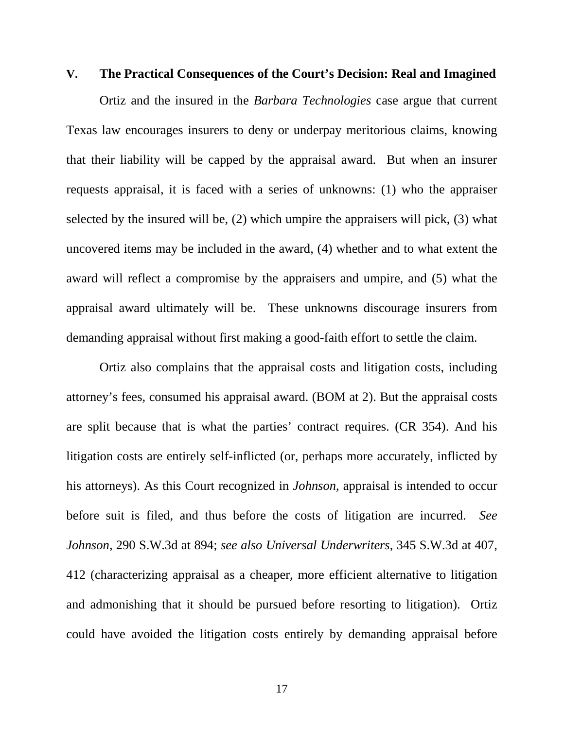## V. The Practical Consequences of the Court's Decision: Real and Imagined

Ortiz and the insured in the *Barbara Technologies* case argue that current Texas law encourages insurers to deny or underpay meritorious claims, knowing that their liability will be capped by the appraisal award. But when an insurer requests appraisal, it is faced with a series of unknowns: (1) who the appraiser selected by the insured will be, (2) which umpire the appraisers will pick, (3) what uncovered items may be included in the award, (4) whether and to what extent the award will reflect a compromise by the appraisers and umpire, and (5) what the appraisal award ultimately will be. These unknowns discourage insurers from demanding appraisal without first making a good-faith effort to settle the claim.

Ortiz also complains that the appraisal costs and litigation costs, including attorney's fees, consumed his appraisal award. (BOM at 2). But the appraisal costs are split because that is what the parties' contract requires. (CR 354). And his litigation costs are entirely self-inflicted (or, perhaps more accurately, inflicted by his attorneys). As this Court recognized in *Johnson*, appraisal is intended to occur before suit is filed, and thus before the costs of litigation are incurred. *See Johnson*, 290 S.W.3d at 894; *see also Universal Underwriters*, 345 S.W.3d at 407, 412 (characterizing appraisal as a cheaper, more efficient alternative to litigation and admonishing that it should be pursued before resorting to litigation). Ortiz could have avoided the litigation costs entirely by demanding appraisal before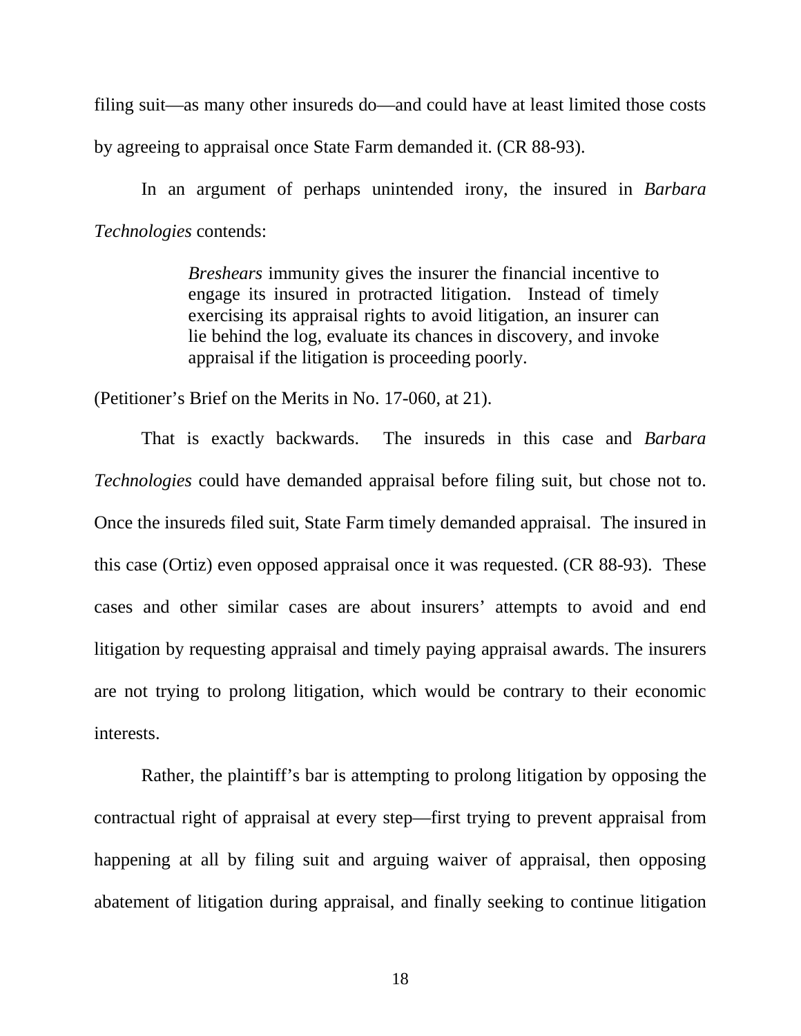filing suit—as many other insureds do—and could have at least limited those costs by agreeing to appraisal once State Farm demanded it. (CR 88-93).

In an argument of perhaps unintended irony, the insured in *Barbara Technologies* contends:

> *Breshears* immunity gives the insurer the financial incentive to engage its insured in protracted litigation. Instead of timely exercising its appraisal rights to avoid litigation, an insurer can lie behind the log, evaluate its chances in discovery, and invoke appraisal if the litigation is proceeding poorly.

(Petitioner's Brief on the Merits in No. 17-060, at 21).

That is exactly backwards. The insureds in this case and *Barbara Technologies* could have demanded appraisal before filing suit, but chose not to. Once the insureds filed suit, State Farm timely demanded appraisal. The insured in this case (Ortiz) even opposed appraisal once it was requested. (CR 88-93). These cases and other similar cases are about insurers' attempts to avoid and end litigation by requesting appraisal and timely paying appraisal awards. The insurers are not trying to prolong litigation, which would be contrary to their economic interests.

Rather, the plaintiff's bar is attempting to prolong litigation by opposing the contractual right of appraisal at every step—first trying to prevent appraisal from happening at all by filing suit and arguing waiver of appraisal, then opposing abatement of litigation during appraisal, and finally seeking to continue litigation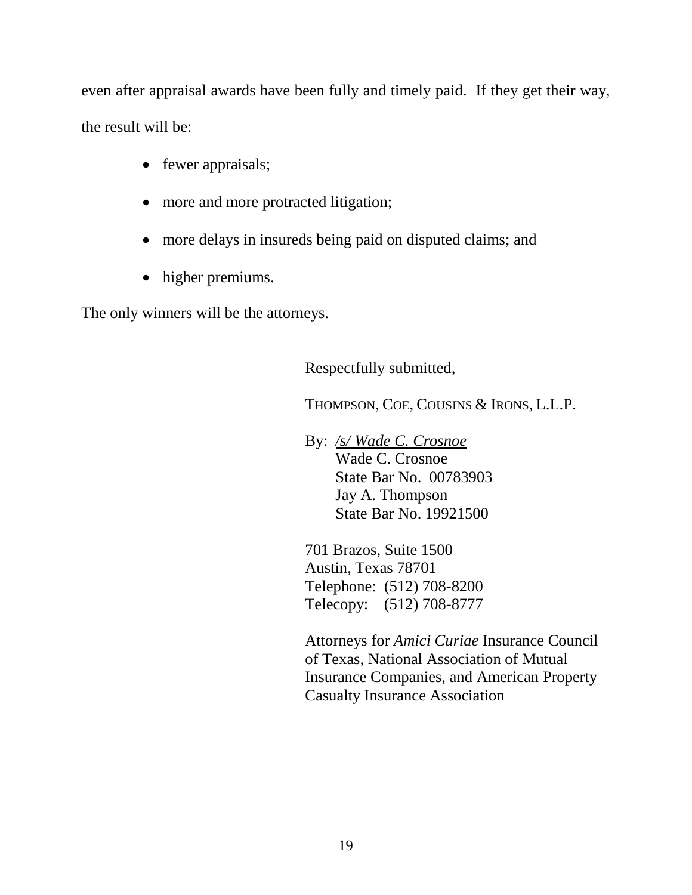even after appraisal awards have been fully and timely paid. If they get their way, the result will be:

- fewer appraisals;
- more and more protracted litigation;
- more delays in insureds being paid on disputed claims; and
- higher premiums.

The only winners will be the attorneys.

Respectfully submitted,

THOMPSON, COE, COUSINS & IRONS, L.L.P.

By: /s/ Wade C. Crosnoe
Wade C. Crosnoe
State Bar No. 00783903
Jay A. Thompson
State Bar No. 19921500

701 Brazos, Suite 1500
Austin, Texas 78701
Telephone: (512) 708-8200
Telecopy: (512) 708-8777

Attorneys for *Amici Curiae* Insurance Council of Texas, National Association of Mutual Insurance Companies, and American Property Casualty Insurance Association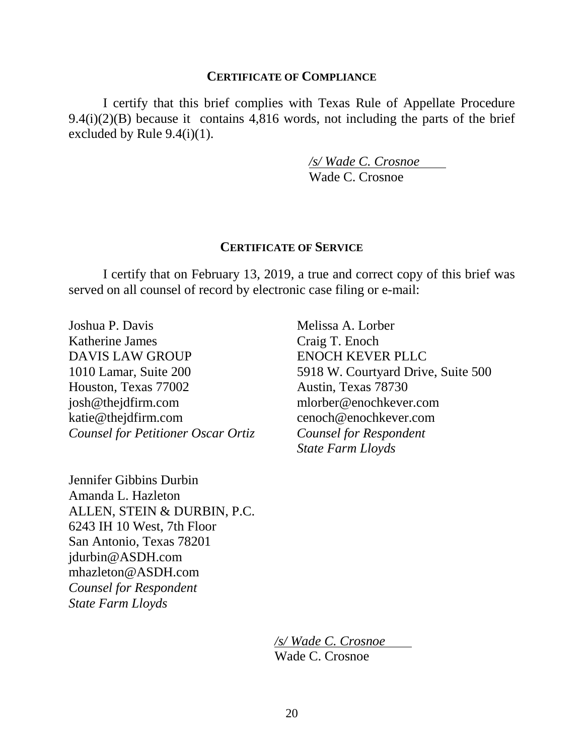## CERTIFICATE OF COMPLIANCE

I certify that this brief complies with Texas Rule of Appellate Procedure 9.4(i)(2)(B) because it contains 4,816 words, not including the parts of the brief excluded by Rule 9.4(i)(1).

*/s/ Wade C. Crosnoe*
Wade C. Crosnoe

## CERTIFICATE OF SERVICE

I certify that on February 13, 2019, a true and correct copy of this brief was served on all counsel of record by electronic case filing or e-mail:

Joshua P. Davis
Katherine James
DAVIS LAW GROUP
1010 Lamar, Suite 200
Houston, Texas 77002
josh@thejdfirm.com
katie@thejdfirm.com
*Counsel for Petitioner Oscar Ortiz*

Melissa A. Lorber
Craig T. Enoch
ENOCH KEVER PLLC
5918 W. Courtyard Drive, Suite 500
Austin, Texas 78730
mlorber@enochkever.com
cenoch@enochkever.com
*Counsel for Respondent*
*State Farm Lloyds*

Jennifer Gibbins Durbin
Amanda L. Hazleton
ALLEN, STEIN & DURBIN, P.C.
6243 IH 10 West, 7th Floor
San Antonio, Texas 78201
jdurbin@ASDH.com
mhazleton@ASDH.com
*Counsel for Respondent*
*State Farm Lloyds*

*/s/ Wade C. Crosnoe*
Wade C. Crosnoe